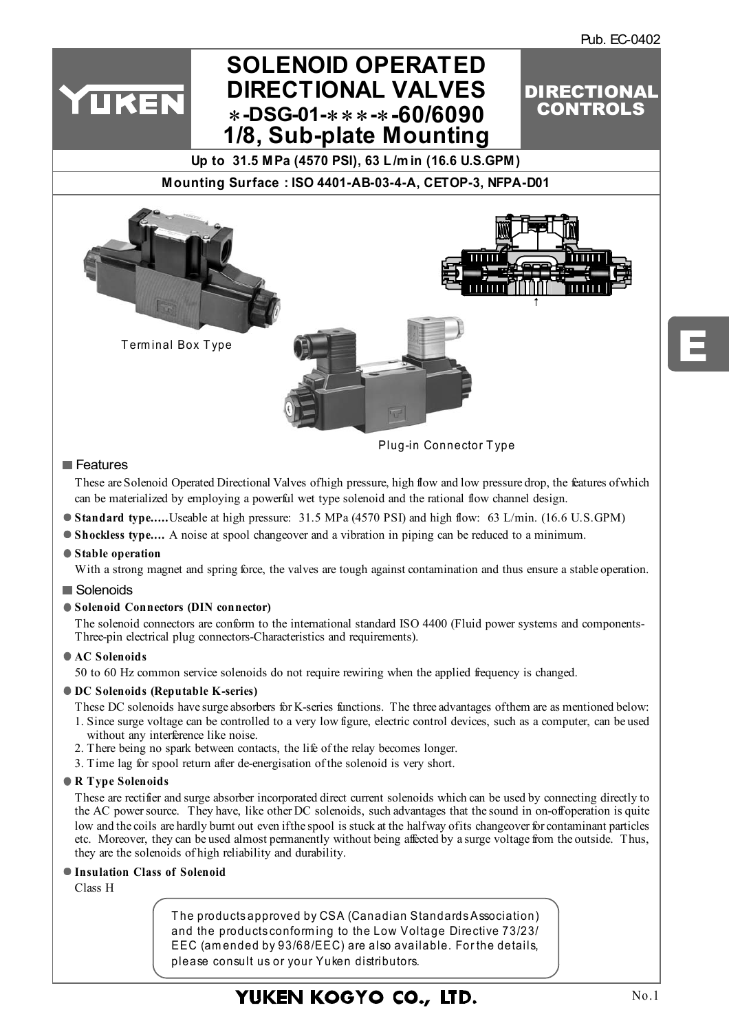Pub. EC-0402

# SOLENOID OPERATED DIRECTIONAL VALVES
# ∗-DSG-01-∗∗∗-∗-60/6090
# 1/8, Sub-plate Mounting

**YUKEN** — **DIRECTIONAL CONTROLS**

**Up to 31.5 MPa (4570 PSI), 63 L/min (16.6 U.S.GPM)**

**Mounting Surface : ISO 4401-AB-03-4-A, CETOP-3, NFPA-D01**

Terminal Box Type

Plug-in Connector Type

## Features

These are Solenoid Operated Directional Valves of high pressure, high flow and low pressure drop, the features of which can be materialized by employing a powerful wet type solenoid and the rational flow channel design.

- **Standard type.....** Useable at high pressure: 31.5 MPa (4570 PSI) and high flow: 63 L/min. (16.6 U.S.GPM)
- **Shockless type....** A noise at spool changeover and a vibration in piping can be reduced to a minimum.
- **Stable operation**
  With a strong magnet and spring force, the valves are tough against contamination and thus ensure a stable operation.

## Solenoids

- **Solenoid Connectors (DIN connector)**
  The solenoid connectors are conform to the international standard ISO 4400 (Fluid power systems and components-Three-pin electrical plug connectors-Characteristics and requirements).
- **AC Solenoids**
  50 to 60 Hz common service solenoids do not require rewiring when the applied frequency is changed.
- **DC Solenoids (Reputable K-series)**
  These DC solenoids have surge absorbers for K-series functions. The three advantages of them are as mentioned below:
  1. Since surge voltage can be controlled to a very low figure, electric control devices, such as a computer, can be used without any interference like noise.
  2. There being no spark between contacts, the life of the relay becomes longer.
  3. Time lag for spool return after de-energisation of the solenoid is very short.
- **R Type Solenoids**
  These are rectifier and surge absorber incorporated direct current solenoids which can be used by connecting directly to the AC power source. They have, like other DC solenoids, such advantages that the sound in on-off operation is quite low and the coils are hardly burnt out even if the spool is stuck at the halfway of its changeover for contaminant particles etc. Moreover, they can be used almost permanently without being affected by a surge voltage from the outside. Thus, they are the solenoids of high reliability and durability.
- **Insulation Class of Solenoid**
  Class H

> The products approved by CSA (Canadian Standards Association) and the products conforming to the Low Voltage Directive 73/23/EEC (amended by 93/68/EEC) are also available. For the details, please consult us or your Yuken distributors.

**YUKEN KOGYO CO., LTD.**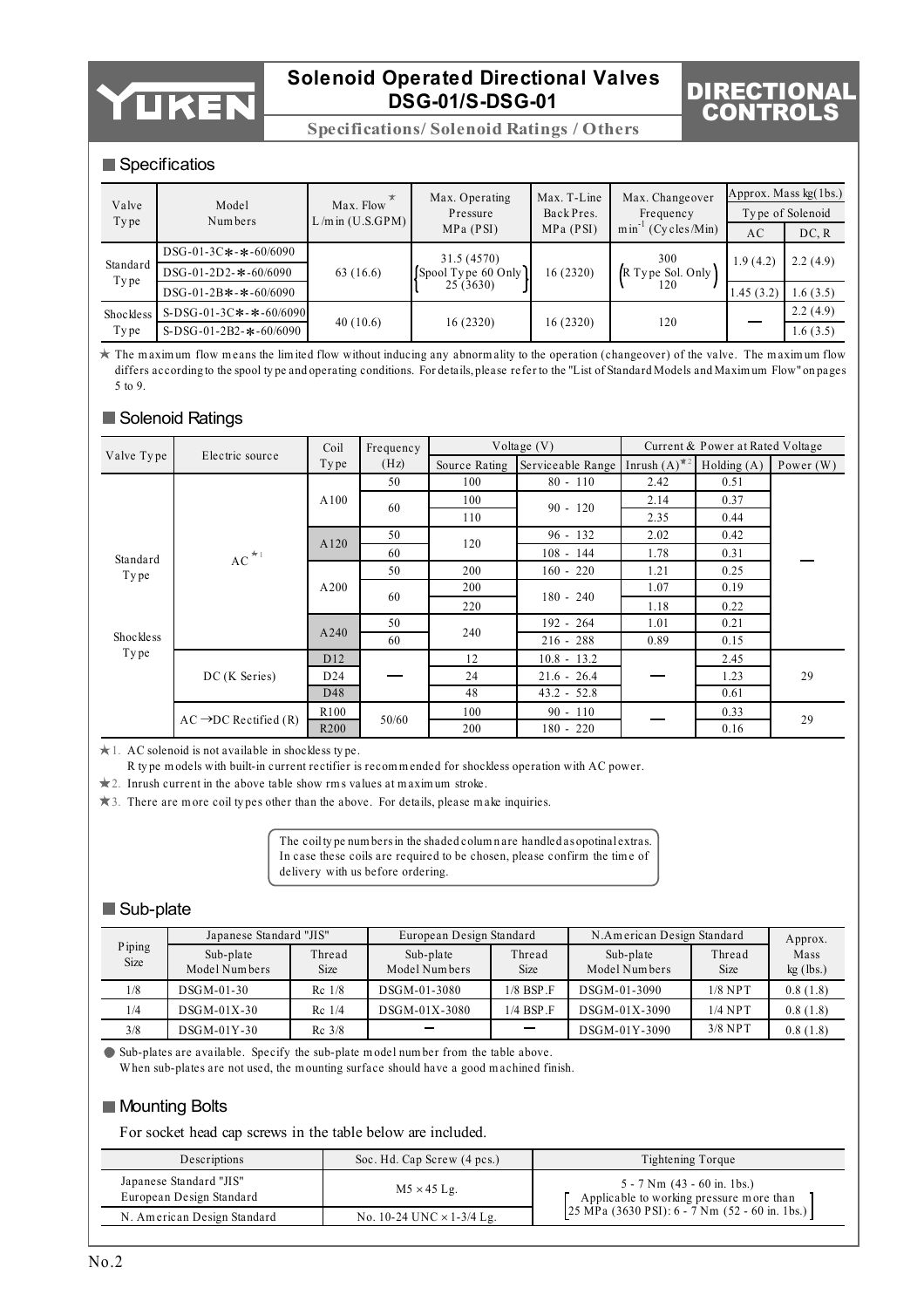# Solenoid Operated Directional Valves DSG-01/S-DSG-01

**Specifications/ Solenoid Ratings / Others**

DIRECTIONAL CONTROLS

## Specificatios

| Valve Type | Model Numbers | Max. Flow ★ L/min (U.S.GPM) | Max. Operating Pressure MPa (PSI) | Max. T-Line Back Pres. MPa (PSI) | Max. Changeover Frequency $min^{-1}$ (Cycles/Min) | Approx. Mass kg(1bs.) Type of Solenoid AC | DC, R |
|---|---|---|---|---|---|---|---|
| Standard Type | DSG-01-3C✱-✱-60/6090 | 63 (16.6) | 31.5 (4570) [Spool Type 60 Only] 25 (3630) | 16 (2320) | 300 [R Type Sol. Only] 120 | 1.9 (4.2) | 2.2 (4.9) |
| | DSG-01-2D2-✱-60/6090 | | | | | | |
| | DSG-01-2B✱-✱-60/6090 | | | | | 1.45 (3.2) | 1.6 (3.5) |
| Shockless Type | S-DSG-01-3C✱-✱-60/6090 | 40 (10.6) | 16 (2320) | 16 (2320) | 120 | — | 2.2 (4.9) |
| | S-DSG-01-2B2-✱-60/6090 | | | | | | 1.6 (3.5) |

★ The maximum flow means the limited flow without inducing any abnormality to the operation (changeover) of the valve. The maximum flow differs according to the spool type and operating conditions. For details, please refer to the "List of Standard Models and Maximum Flow" on pages 5 to 9.

## Solenoid Ratings

| Valve Type | Electric source | Coil Type | Frequency (Hz) | Voltage (V) Source Rating | Voltage (V) Serviceable Range | Inrush (A)★2 | Holding (A) | Power (W) |
|---|---|---|---|---|---|---|---|---|
| Standard Type | AC★1 | A100 | 50 | 100 | 80 - 110 | 2.42 | 0.51 | — |
| | | | 60 | 100 | 90 - 120 | 2.14 | 0.37 | |
| | | | | 110 | | 2.35 | 0.44 | |
| | | A120 | 50 | 120 | 96 - 132 | 2.02 | 0.42 | |
| | | | 60 | | 108 - 144 | 1.78 | 0.31 | |
| | | A200 | 50 | 200 | 160 - 220 | 1.21 | 0.25 | |
| | | | 60 | 200 | 180 - 240 | 1.07 | 0.19 | |
| | | | | 220 | | 1.18 | 0.22 | |
| Shockless Type | | A240 | 50 | 240 | 192 - 264 | 1.01 | 0.21 | |
| | | | 60 | | 216 - 288 | 0.89 | 0.15 | |
| | DC (K Series) | D12 | — | 12 | 10.8 - 13.2 | — | 2.45 | 29 |
| | | D24 | | 24 | 21.6 - 26.4 | | 1.23 | |
| | | D48 | | 48 | 43.2 - 52.8 | | 0.61 | |
| | AC →DC Rectified (R) | R100 | 50/60 | 100 | 90 - 110 | — | 0.33 | 29 |
| | | R200 | | 200 | 180 - 220 | | 0.16 | |

★1. AC solenoid is not available in shockless type.
R type models with built-in current rectifier is recommended for shockless operation with AC power.
★2. Inrush current in the above table show rms values at maximum stroke.
★3. There are more coil types other than the above. For details, please make inquiries.

> The coil type numbers in the shaded column are handled as opotinal extras. In case these coils are required to be chosen, please confirm the time of delivery with us before ordering.

## Sub-plate

| Piping Size | Japanese Standard "JIS" Sub-plate Model Numbers | Thread Size | European Design Standard Sub-plate Model Numbers | Thread Size | N.American Design Standard Sub-plate Model Numbers | Thread Size | Approx. Mass kg (lbs.) |
|---|---|---|---|---|---|---|---|
| 1/8 | DSGM-01-30 | Rc 1/8 | DSGM-01-3080 | 1/8 BSP.F | DSGM-01-3090 | 1/8 NPT | 0.8 (1.8) |
| 1/4 | DSGM-01X-30 | Rc 1/4 | DSGM-01X-3080 | 1/4 BSP.F | DSGM-01X-3090 | 1/4 NPT | 0.8 (1.8) |
| 3/8 | DSGM-01Y-30 | Rc 3/8 | — | — | DSGM-01Y-3090 | 3/8 NPT | 0.8 (1.8) |

● Sub-plates are available. Specify the sub-plate model number from the table above.
When sub-plates are not used, the mounting surface should have a good machined finish.

## Mounting Bolts

For socket head cap screws in the table below are included.

| Descriptions | Soc. Hd. Cap Screw (4 pcs.) | Tightening Torque |
|---|---|---|
| Japanese Standard "JIS" European Design Standard | M5 × 45 Lg. | 5 - 7 Nm (43 - 60 in. 1bs.) [Applicable to working pressure more than 25 MPa (3630 PSI): 6 - 7 Nm (52 - 60 in. 1bs.)] |
| N. American Design Standard | No. 10-24 UNC × 1-3/4 Lg. | |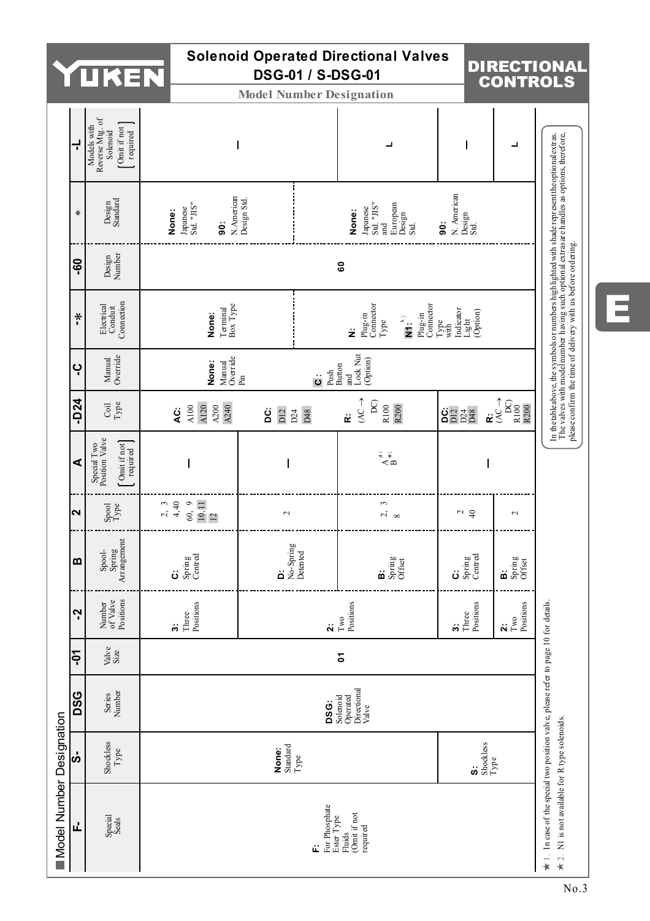# Solenoid Operated Directional Valves DSG-01 / S-DSG-01

## Model Number Designation

| F- | S- | DSG | -01 | -2 | B | 2 | A | -D24 | -C | -* | -60 | * | -L |
|---|---|---|---|---|---|---|---|---|---|---|---|---|---|
| Special Seals | Shockless Type | Series Number | Valve Size | Number of Valve Positions | Spool-Spring Arrangement | Spool Type | Special Two Position Valve (Omit if not required) | Coil Type | Manual Override | Electrical Conduit Connection | Design Number | Design Standard | Models with Reverse Mtg. of Solenoid (Omit if not required) |
| F: For Phosphate Ester Type Fluids (Omit if not required | None: Standard Type | DSG: Solenoid Operated Directional Valve | 01 | 3: Three Positions | C: Spring Centred | 2, 3, 4,40, 60, 9, 10,11, 12 | – | AC: A100, A120, A200, A240 | None: Manual Override Pin | None: Terminal Box Type | 60 | None: Japanese Std. "JIS" / 90: N.American Design Std. | – |
| | | | | 2: Two Positions | D: No-Spring Detented | 2 | – | DC: D12, D24, D48 | | | | | |
| | | | | | B: Spring Offset | 2, 3, 8 | A★1, B★1 | R: (AC → DC) R100, R200 | C: Push Button and Lock Nut (Option) | N: Plug-in Connector Type / N1★2: Plug-in Connector Type with Indicator Light (Option) | | None: Japanese Std. "JIS" and European Design Std. | L |
| | S: Shockless Type | | | 3: Three Positions | C: Spring Centred | 2, 40 | – | DC: D12, D24, D48 | | | | 90: N. American Design Std. | – |
| | | | | 2: Two Positions | B: Spring Offset | 2 | | R: (AC → DC) R100, R200 | | | | | L |

★1. In case of the special two position valve, please refer to page 10 for details.
★2. N1 is not available for R type solenoids.

In the table above, the symbols or numbers highlighted with shade represent the optional extras. The valves with model number having such optional extras are handles as options, therefore, please confirm the time of delivery with us before ordering.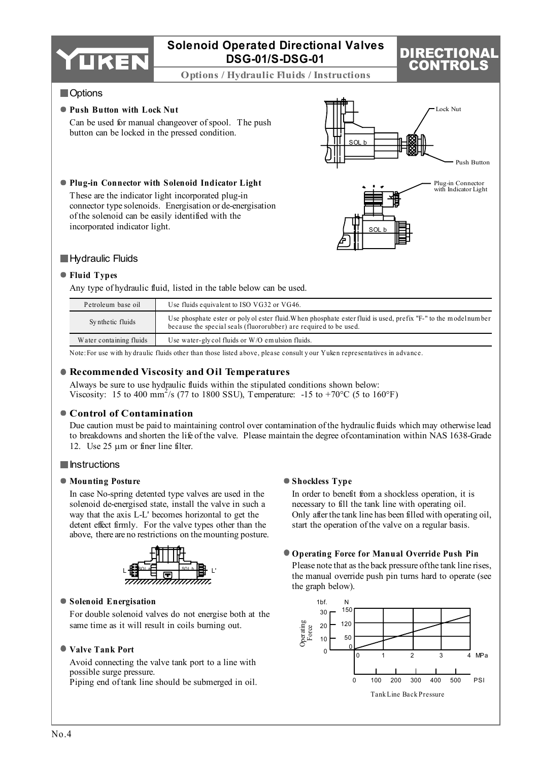# Solenoid Operated Directional Valves DSG-01/S-DSG-01

**Options / Hydraulic Fluids / Instructions**

## Options

### ● Push Button with Lock Nut

Can be used for manual changeover of spool. The push button can be locked in the pressed condition.

### ● Plug-in Connector with Solenoid Indicator Light

These are the indicator light incorporated plug-in connector type solenoids. Energisation or de-energisation of the solenoid can be easily identified with the incorporated indicator light.

## Hydraulic Fluids

### ● Fluid Types

Any type of hydraulic fluid, listed in the table below can be used.

| | |
|---|---|
| Petroleum base oil | Use fluids equivalent to ISO VG32 or VG46. |
| Synthetic fluids | Use phosphate ester or polyol ester fluid. When phosphate ester fluid is used, prefix "F-" to the model number because the special seals (fluororubber) are required to be used. |
| Water containing fluids | Use water-glycol fluids or W/O emulsion fluids. |

Note: For use with hydraulic fluids other than those listed above, please consult your Yuken representatives in advance.

### ● Recommended Viscosity and Oil Temperatures

Always be sure to use hydraulic fluids within the stipulated conditions shown below:
Viscosity: 15 to 400 $mm^2/s$ (77 to 1800 SSU), Temperature: -15 to +70°C (5 to 160°F)

### ● Control of Contamination

Due caution must be paid to maintaining control over contamination of the hydraulic fluids which may otherwise lead to breakdowns and shorten the life of the valve. Please maintain the degree of contamination within NAS 1638-Grade 12. Use 25 μm or finer line filter.

## Instructions

### ● Mounting Posture

In case No-spring detented type valves are used in the solenoid de-energised state, install the valve in such a way that the axis L-L' becomes horizontal to get the detent effect firmly. For the valve types other than the above, there are no restrictions on the mounting posture.

### ● Solenoid Energisation

For double solenoid valves do not energise both at the same time as it will result in coils burning out.

### ● Valve Tank Port

Avoid connecting the valve tank port to a line with possible surge pressure.
Piping end of tank line should be submerged in oil.

### ● Shockless Type

In order to benefit from a shockless operation, it is necessary to fill the tank line with operating oil.
Only after the tank line has been filled with operating oil, start the operation of the valve on a regular basis.

### ● Operating Force for Manual Override Push Pin

Please note that as the back pressure of the tank line rises, the manual override push pin turns hard to operate (see the graph below).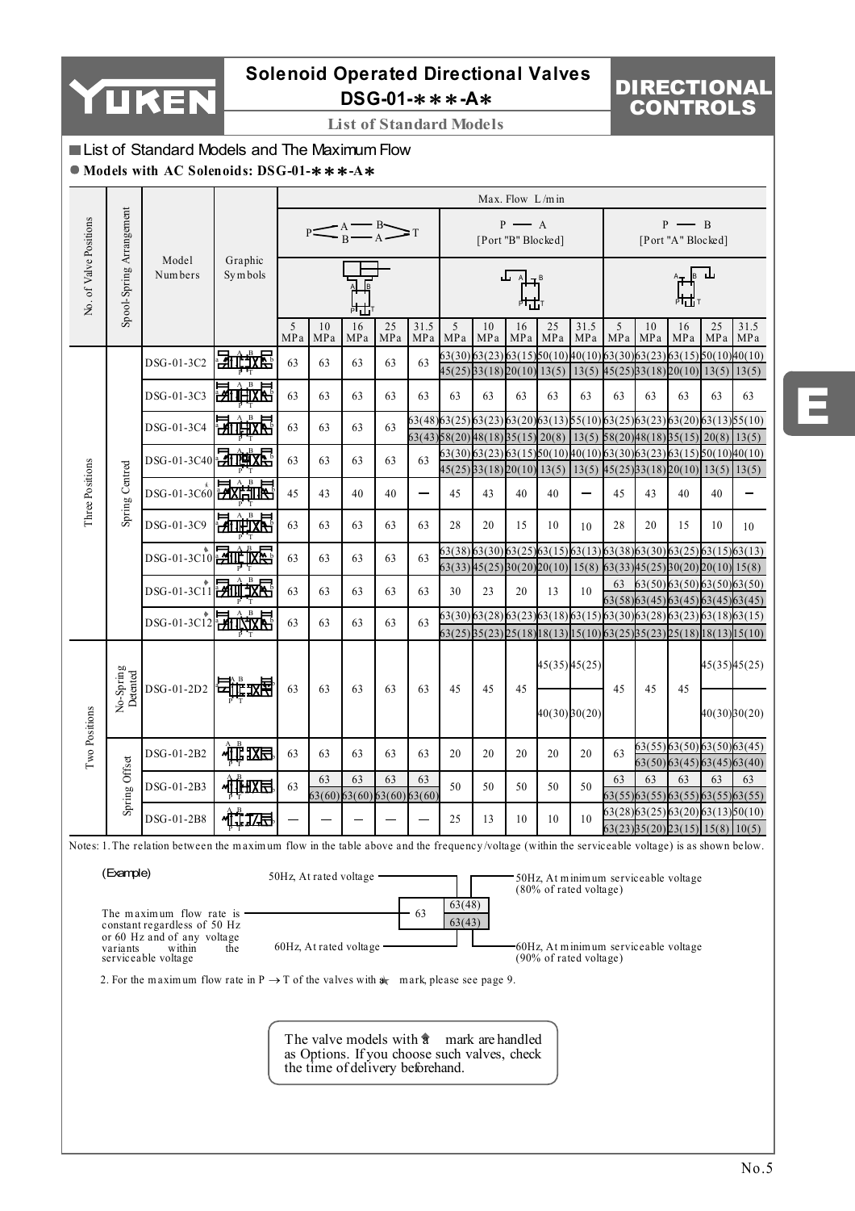# Solenoid Operated Directional Valves DSG-01-∗∗∗-A∗

## List of Standard Models

### List of Standard Models and The Maximum Flow

**● Models with AC Solenoids: DSG-01-∗∗∗-A∗**

Max. Flow L/min

| No. of Valve Positions | Spool-Spring Arrangement | Model Numbers | P→A→B / B→A→T 5 MPa | 10 MPa | 16 MPa | 25 MPa | 31.5 MPa | P→A [Port "B" Blocked] 5 MPa | 10 MPa | 16 MPa | 25 MPa | 31.5 MPa | P→B [Port "A" Blocked] 5 MPa | 10 MPa | 16 MPa | 25 MPa | 31.5 MPa |
|---|---|---|---|---|---|---|---|---|---|---|---|---|---|---|---|---|---|
| Three Positions | Spring Centred | DSG-01-3C2 | 63 | 63 | 63 | 63 | 63 | 63(30) 45(25) | 63(23) 33(18) | 63(15) 20(10) | 50(10) 13(5) | 40(10) 13(5) | 63(30) 45(25) | 63(23) 33(18) | 63(15) 20(10) | 50(10) 13(5) | 40(10) 13(5) |
| | | DSG-01-3C3 | 63 | 63 | 63 | 63 | 63 | 63 | 63 | 63 | 63 | 63 | 63 | 63 | 63 | 63 | 63 |
| | | DSG-01-3C4 | 63 | 63 | 63 | 63 | 63(48) 63(43) | 63(25) 58(20) | 63(23) 48(18) | 63(20) 35(15) | 63(13) 20(8) | 55(10) 13(5) | 63(25) 58(20) | 63(23) 48(18) | 63(20) 35(15) | 63(13) 20(8) | 55(10) 13(5) |
| | | DSG-01-3C40 | 63 | 63 | 63 | 63 | 63 | 63(30) 45(25) | 63(23) 33(18) | 63(15) 20(10) | 50(10) 13(5) | 40(10) 13(5) | 63(30) 45(25) | 63(23) 33(18) | 63(15) 20(10) | 50(10) 13(5) | 40(10) 13(5) |
| | | DSG-01-3C60 ✱ | 45 | 43 | 40 | 40 | — | 45 | 43 | 40 | 40 | — | 45 | 43 | 40 | 40 | — |
| | | DSG-01-3C9 | 63 | 63 | 63 | 63 | 63 | 28 | 20 | 15 | 10 | 10 | 28 | 20 | 15 | 10 | 10 |
| | | DSG-01-3C10 ✱ | 63 | 63 | 63 | 63 | 63 | 63(38) 63(33) | 63(30) 45(25) | 63(25) 30(20) | 63(15) 20(10) | 63(13) 15(8) | 63(38) 63(33) | 63(30) 45(25) | 63(25) 30(20) | 63(15) 20(10) | 63(13) 15(8) |
| | | DSG-01-3C11 ✱ | 63 | 63 | 63 | 63 | 63 | 30 | 23 | 20 | 13 | 10 | 63 63(58) | 63(50) 63(45) | 63(50) 63(45) | 63(50) 63(45) | 63(50) 63(45) |
| | | DSG-01-3C12 ✱ | 63 | 63 | 63 | 63 | 63 | 63(30) 63(25) | 63(28) 35(23) | 63(23) 25(18) | 63(18) 18(13) | 63(15) 15(10) | 63(30) 63(25) | 63(28) 35(23) | 63(23) 25(18) | 63(18) 18(13) | 63(15) 15(10) |
| Two Positions | No-Spring Detented | DSG-01-2D2 | 63 | 63 | 63 | 63 | 63 | 45 | 45 | 45 | 45(35) 40(30) | 45(25) 30(20) | 45 | 45 | 45 | 45(35) 40(30) | 45(25) 30(20) |
| | Spring Offset | DSG-01-2B2 | 63 | 63 | 63 | 63 | 63 | 20 | 20 | 20 | 20 | 20 | 63 | 63(55) 63(50) | 63(50) 63(45) | 63(50) 63(45) | 63(45) 63(40) |
| | | DSG-01-2B3 | 63 | 63 63(60) | 63 63(60) | 63 63(60) | 63 63(60) | 50 | 50 | 50 | 50 | 50 | 63 63(55) | 63 63(55) | 63 63(55) | 63 63(55) | 63 63(55) |
| | | DSG-01-2B8 | — | — | — | — | — | 25 | 13 | 10 | 10 | 10 | 63(28) 63(23) | 63(25) 35(20) | 63(20) 23(15) | 63(13) 15(8) | 50(10) 10(5) |

Notes: 1. The relation between the maximum flow in the table above and the frequency/voltage (within the serviceable voltage) is as shown below.

(Example)

| | | |
|---|---|---|
| The maximum flow rate is constant regardless of 50 Hz or 60 Hz and of any voltage variants within the serviceable voltage: 63 | 50Hz, At rated voltage | 63(48) — 50Hz, At minimum serviceable voltage (80% of rated voltage) |
| | 60Hz, At rated voltage | 63(43) — 60Hz, At minimum serviceable voltage (90% of rated voltage) |

2. For the maximum flow rate in P → T of the valves with ✱ mark, please see page 9.

The valve models with ✱ mark are handled as Options. If you choose such valves, check the time of delivery beforehand.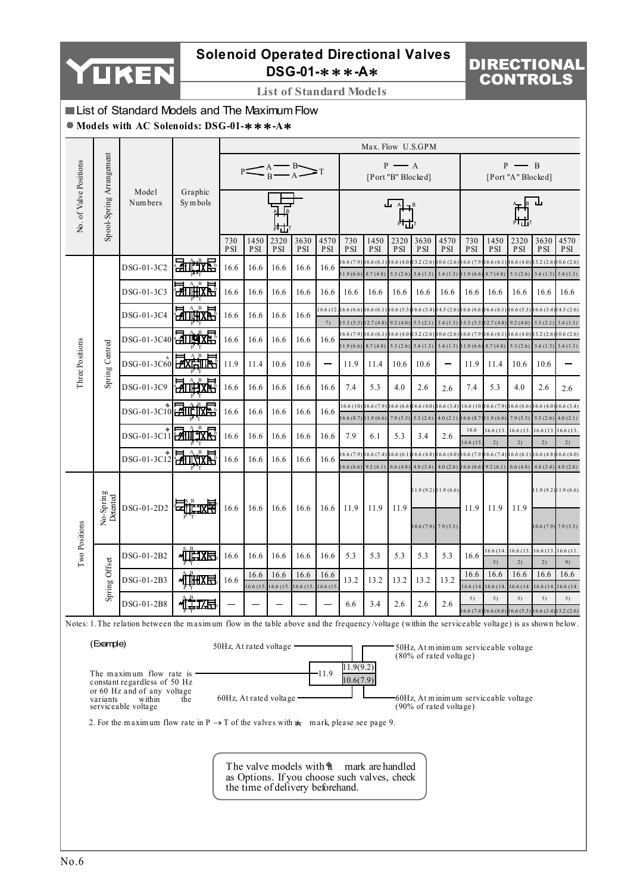# Solenoid Operated Directional Valves DSG-01-＊＊＊-A＊

**DIRECTIONAL CONTROLS**

**List of Standard Models**

## List of Standard Models and The Maximum Flow

● **Models with AC Solenoids: DSG-01-＊＊＊-A＊**

| No. of Valve Positions | Spool-Spring Arrangement | Model Numbers | Graphic Symbols | Max. Flow U.S.GPM P→A→B→T / P→B→A→T | | | | | P → A [Port "B" Blocked] | | | | | P → B [Port "A" Blocked] | | | | |
|---|---|---|---|---|---|---|---|---|---|---|---|---|---|---|---|---|---|---|
| | | | | 730 PSI | 1450 PSI | 2320 PSI | 3630 PSI | 4570 PSI | 730 PSI | 1450 PSI | 2320 PSI | 3630 PSI | 4570 PSI | 730 PSI | 1450 PSI | 2320 PSI | 3630 PSI | 4570 PSI |
| Three Positions | Spring Centred | DSG-01-3C2 | | 16.6 | 16.6 | 16.6 | 16.6 | 16.6 | 16.6 (7.9) / 11.9 (6.6) | 16.6 (6.1) / 8.7 (4.8) | 16.6 (4.0) / 5.3 (2.6) | 13.2 (2.6) / 3.4 (1.3) | 10.6 (2.6) / 3.4 (1.3) | 16.6 (7.9) / 11.9 (6.6) | 16.6 (6.1) / 8.7 (4.8) | 16.6 (4.0) / 5.3 (2.6) | 13.2 (2.6) / 3.4 (1.3) | 10.6 (2.6) / 3.4 (1.3) |
| | | DSG-01-3C3 | | 16.6 | 16.6 | 16.6 | 16.6 | 16.6 | 16.6 | 16.6 | 16.6 | 16.6 | 16.6 | 16.6 | 16.6 | 16.6 | 16.6 | 16.6 |
| | | DSG-01-3C4 | | 16.6 | 16.6 | 16.6 | 16.6 | 16.6 (12. / 7) | 16.6 (6.6) / 15.3 (5.3) | 16.6 (6.1) / 12.7 (4.8) | 16.6 (5.3) / 9.2 (4.0) | 16.6 (3.4) / 5.3 (2.1) | 14.5 (2.6) / 3.4 (1.3) | 16.6 (6.6) / 15.3 (5.3) | 16.6 (6.1) / 12.7 (4.8) | 16.6 (5.3) / 9.2 (4.0) | 16.6 (3.4) / 5.3 (2.1) | 14.5 (2.6) / 3.4 (1.3) |
| | | DSG-01-3C40 | | 16.6 | 16.6 | 16.6 | 16.6 | 16.6 | 16.6 (7.9) / 11.9 (6.6) | 16.6 (6.1) / 8.7 (4.8) | 16.6 (4.0) / 5.3 (2.6) | 13.2 (2.6) / 3.4 (1.3) | 10.6 (2.6) / 3.4 (1.3) | 16.6 (7.9) / 11.9 (6.6) | 16.6 (6.1) / 8.7 (4.8) | 16.6 (4.0) / 5.3 (2.6) | 13.2 (2.6) / 3.4 (1.3) | 10.6 (2.6) / 3.4 (1.3) |
| | | DSG-01-3C60★ | | 11.9 | 11.4 | 10.6 | 10.6 | — | 11.9 | 11.4 | 10.6 | 10.6 | — | 11.9 | 11.4 | 10.6 | 10.6 | — |
| | | DSG-01-3C9 | | 16.6 | 16.6 | 16.6 | 16.6 | 16.6 | 7.4 | 5.3 | 4.0 | 2.6 | 2.6 | 7.4 | 5.3 | 4.0 | 2.6 | 2.6 |
| | | DSG-01-3C10◆ | | 16.6 | 16.6 | 16.6 | 16.6 | 16.6 | 16.6 (10) / 16.6 (8.7) | 16.6 (7.9) / 11.9 (6.6) | 16.6 (6.6) / 7.9 (5.3) | 16.6 (4.0) / 5.3 (2.6) | 16.6 (3.4) / 4.0 (2.1) | 16.6 (10) / 16.6 (8.7) | 16.6 (7.9) / 11.9 (6.6) | 16.6 (6.6) / 7.9 (5.3) | 16.6 (4.0) / 5.3 (2.6) | 16.6 (3.4) / 4.0 (2.1) |
| | | DSG-01-3C11◆ | | 16.6 | 16.6 | 16.6 | 16.6 | 16.6 | 7.9 | 6.1 | 5.3 | 3.4 | 2.6 | 16.6 / 16.6 (15. | 16.6 (13. 2) | 16.6 (13. 2) | 16.6 (13. 2) | 16.6 (13. 2) |
| | | DSG-01-3C12◆ | | 16.6 | 16.6 | 16.6 | 16.6 | 16.6 | 16.6 (7.9) / 16.6 (6.6) | 16.6 (7.4) / 9.2 (6.1) | 16.6 (6.1) / 6.6 (4.8) | 16.6 (4.8) / 4.8 (3.4) | 16.6 (4.0) / 4.0 (2.6) | 16.6 (7.9) / 16.6 (6.6) | 16.6 (7.4) / 9.2 (6.1) | 16.6 (6.1) / 6.6 (4.8) | 16.6 (4.8) / 4.8 (3.4) | 16.6 (4.0) / 3.2 (2.6) |
| Two Positions | No-Spring Detented | DSG-01-2D2 | | 16.6 | 16.6 | 16.6 | 16.6 | 16.6 | 11.9 | 11.9 | 11.9 | 11.9 (9.2) / 10.6 (7.9) | 11.9 (6.6) / 7.9 (5.3) | 11.9 | 11.9 | 11.9 | 11.9 (9.2) / 10.6 (7.9) | 11.9 (6.6) / 7.9 (5.3) |
| | Spring Offset | DSG-01-2B2 | | 16.6 | 16.6 | 16.6 | 16.6 | 16.6 | 5.3 | 5.3 | 5.3 | 5.3 | 5.3 | 16.6 | 16.6 (14. 5) | 16.6 (13. 2) | 16.6 (13. 2) | 16.6 (11. 9) |
| | | DSG-01-2B3 | | 16.6 | 16.6 / 16.6 (15. | 16.6 / 16.6 (15. | 16.6 / 16.6 (15. | 16.6 / 16.6 (15. | 13.2 | 13.2 | 13.2 | 13.2 | 13.2 | 16.6 / 16.6 (14. | 16.6 / 16.6 (14. | 16.6 / 16.6 (14. | 16.6 / 16.6 (14. | 16.6 / 16.6 (14. |
| | | DSG-01-2B8 | | — | — | — | — | — | 6.6 | 3.4 | 2.6 | 2.6 | 2.6 | 5) / 16.6 (7.4) | 5) / 16.6 (6.6) | 5) / 16.6 (5.3) | 5) / 16.6 (3.4) | 5) / 13.2 (2.6) |

Notes: 1. The relation between the maximum flow in the table above and the frequency/voltage (within the serviceable voltage) is as shown below.

(Example)

| | 50Hz, At rated voltage | 50Hz, At minimum serviceable voltage (80% of rated voltage) |
|---|---|---|
| The maximum flow rate is constant regardless of 50 Hz or 60 Hz and of any voltage variants within the serviceable voltage: 11.9 | | 11.9(9.2) |
| | 60Hz, At rated voltage | 60Hz, At minimum serviceable voltage (90% of rated voltage): 10.6(7.9) |

2. For the maximum flow rate in P → T of the valves with ★ mark, please see page 9.

The valve models with ◆ mark are handled as Options. If you choose such valves, check the time of delivery beforehand.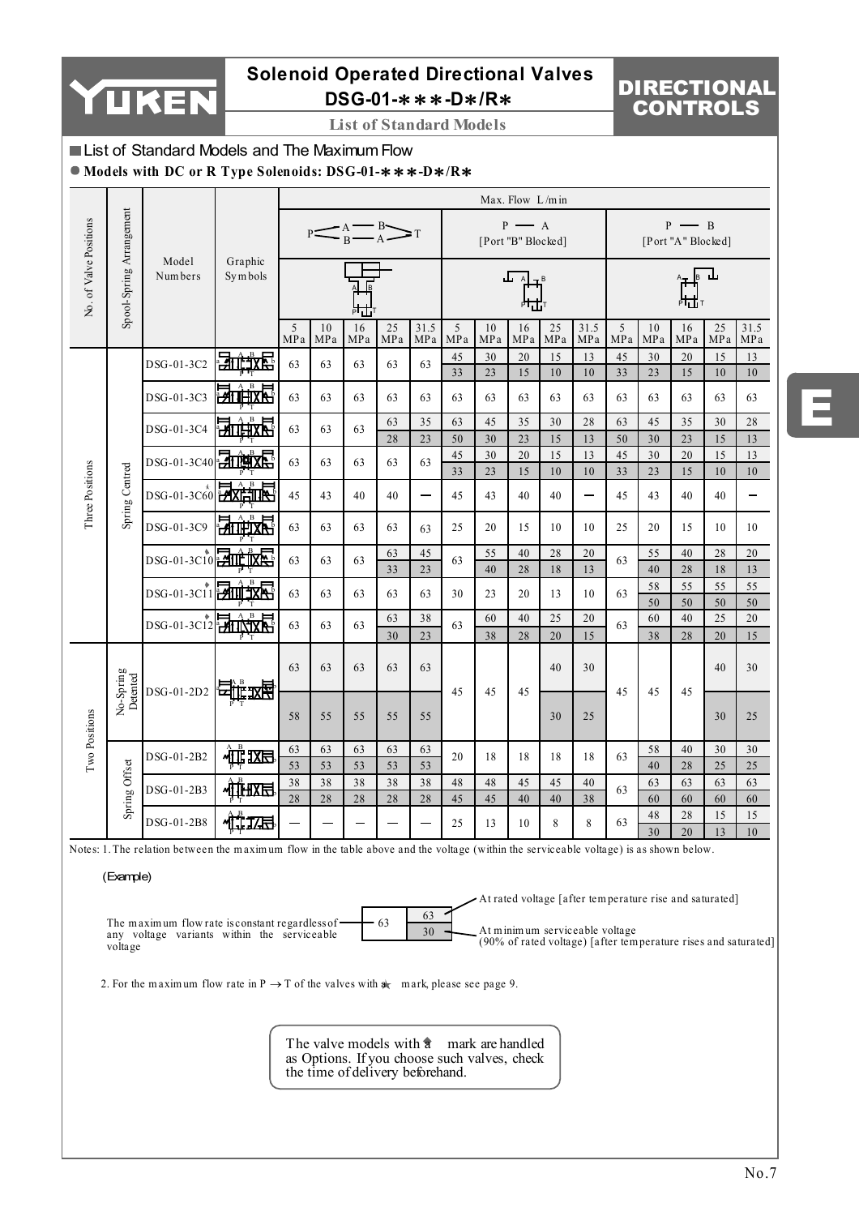# Solenoid Operated Directional Valves DSG-01-∗∗∗-D∗/R∗

**List of Standard Models**

## List of Standard Models and The Maximum Flow

● **Models with DC or R Type Solenoids: DSG-01-∗∗∗-D∗/R∗**

Max. Flow L/min. Where two values are given (e.g. 45/33), the upper value is at rated voltage and the lower value is at minimum serviceable voltage (see Note 1).

| No. of Valve Positions | Spool-Spring Arrangement | Model Numbers | P→A→B→T (P—A, B—T / P—B, A—T) 5 MPa | 10 MPa | 16 MPa | 25 MPa | 31.5 MPa | P — A [Port "B" Blocked] 5 MPa | 10 MPa | 16 MPa | 25 MPa | 31.5 MPa | P — B [Port "A" Blocked] 5 MPa | 10 MPa | 16 MPa | 25 MPa | 31.5 MPa |
|---|---|---|---|---|---|---|---|---|---|---|---|---|---|---|---|---|---|
| Three Positions | Spring Centred | DSG-01-3C2 | 63 | 63 | 63 | 63 | 63 | 45/33 | 30/23 | 20/15 | 15/10 | 13/10 | 45/33 | 30/23 | 20/15 | 15/10 | 13/10 |
| | | DSG-01-3C3 | 63 | 63 | 63 | 63 | 63 | 63 | 63 | 63 | 63 | 63 | 63 | 63 | 63 | 63 | 63 |
| | | DSG-01-3C4 | 63 | 63 | 63 | 63/28 | 35/23 | 63/50 | 45/30 | 35/23 | 30/15 | 28/13 | 63/50 | 45/30 | 35/23 | 30/15 | 28/13 |
| | | DSG-01-3C40 | 63 | 63 | 63 | 63 | 63 | 45/33 | 30/23 | 20/15 | 15/10 | 13/10 | 45/33 | 30/23 | 20/15 | 15/10 | 13/10 |
| | | DSG-01-3C60 ★ | 45 | 43 | 40 | 40 | — | 45 | 43 | 40 | 40 | — | 45 | 43 | 40 | 40 | — |
| | | DSG-01-3C9 | 63 | 63 | 63 | 63 | 63 | 25 | 20 | 15 | 10 | 10 | 25 | 20 | 15 | 10 | 10 |
| | | DSG-01-3C10 ★ | 63 | 63 | 63 | 63/33 | 45/23 | 63 | 55/40 | 40/28 | 28/18 | 20/13 | 63 | 55/40 | 40/28 | 28/18 | 20/13 |
| | | DSG-01-3C11 ★ | 63 | 63 | 63 | 63 | 63 | 30 | 23 | 20 | 13 | 10 | 63 | 58/50 | 55/50 | 55/50 | 55/50 |
| | | DSG-01-3C12 ★ | 63 | 63 | 63 | 63/30 | 38/23 | 63 | 60/38 | 40/28 | 25/20 | 20/15 | 63 | 60/38 | 40/28 | 25/20 | 20/15 |
| Two Positions | No-Spring Detented | DSG-01-2D2 | 63/58 | 63/55 | 63/55 | 63/55 | 63/55 | 45 | 45 | 45 | 40/30 | 30/25 | 45 | 45 | 45 | 40/30 | 30/25 |
| | Spring Offset | DSG-01-2B2 | 63/53 | 63/53 | 63/53 | 63/53 | 63/53 | 20 | 18 | 18 | 18 | 18 | 63 | 58/40 | 40/28 | 30/25 | 30/25 |
| | | DSG-01-2B3 | 38/28 | 38/28 | 38/28 | 38/28 | 38/28 | 48/45 | 48/45 | 45/40 | 45/40 | 40/38 | 63 | 63/60 | 63/60 | 63/60 | 63/60 |
| | | DSG-01-2B8 | — | — | — | — | — | 25 | 13 | 10 | 8 | 8 | 63 | 48/30 | 28/20 | 15/13 | 15/10 |

Notes: 1. The relation between the maximum flow in the table above and the voltage (within the serviceable voltage) is as shown below.

(Example)

| | | |
|---|---|---|
| The maximum flow rate is constant regardless of any voltage variants within the serviceable voltage | 63 | 63 — At rated voltage [after temperature rise and saturated] |
| | | 30 — At minimum serviceable voltage (90% of rated voltage) [after temperature rises and saturated] |

2. For the maximum flow rate in P → T of the valves with ★ mark, please see page 9.

The valve models with ★ mark are handled as Options. If you choose such valves, check the time of delivery beforehand.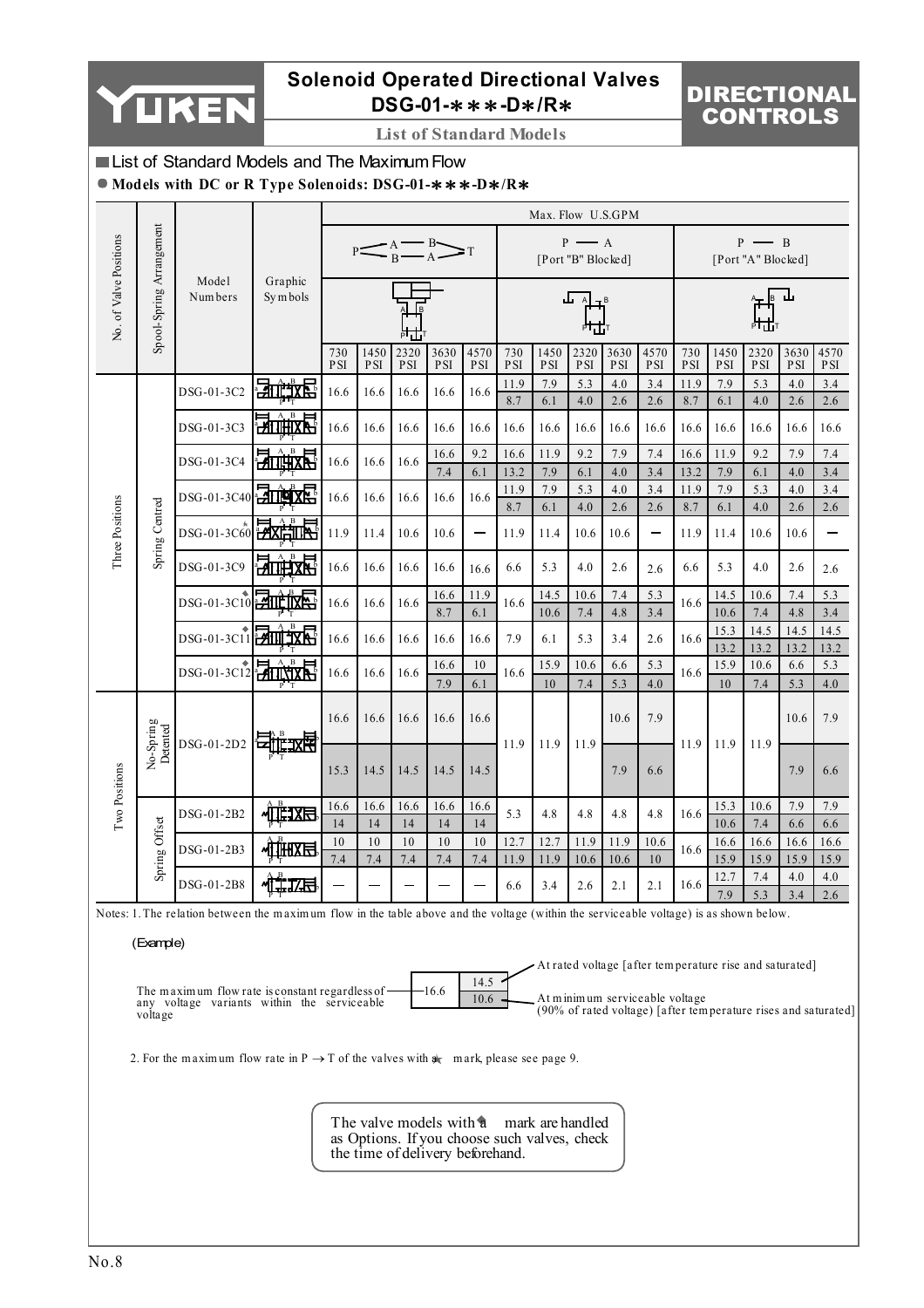## List of Standard Models and The Maximum Flow

**● Models with DC or R Type Solenoids: DSG-01-＊＊＊-D＊/R＊**

| No. of Valve Positions | Spool-Spring Arrangement | Model Numbers | Graphic Symbols | Max. Flow U.S.GPM P→A, B→T / P→B, A→T 730 PSI | 1450 PSI | 2320 PSI | 3630 PSI | 4570 PSI | P → A [Port "B" Blocked] 730 PSI | 1450 PSI | 2320 PSI | 3630 PSI | 4570 PSI | P → B [Port "A" Blocked] 730 PSI | 1450 PSI | 2320 PSI | 3630 PSI | 4570 PSI |
|---|---|---|---|---|---|---|---|---|---|---|---|---|---|---|---|---|---|---|
| Three Positions | Spring Centred | DSG-01-3C2 | | 16.6 | 16.6 | 16.6 | 16.6 | 16.6 | 11.9 / 8.7 | 7.9 / 6.1 | 5.3 / 4.0 | 4.0 / 2.6 | 3.4 / 2.6 | 11.9 / 8.7 | 7.9 / 6.1 | 5.3 / 4.0 | 4.0 / 2.6 | 3.4 / 2.6 |
| | | DSG-01-3C3 | | 16.6 | 16.6 | 16.6 | 16.6 | 16.6 | 16.6 | 16.6 | 16.6 | 16.6 | 16.6 | 16.6 | 16.6 | 16.6 | 16.6 | 16.6 |
| | | DSG-01-3C4 | | 16.6 | 16.6 | 16.6 | 16.6 / 7.4 | 9.2 / 6.1 | 16.6 / 13.2 | 11.9 / 7.9 | 9.2 / 6.1 | 7.9 / 4.0 | 7.4 / 3.4 | 16.6 / 13.2 | 11.9 / 7.9 | 9.2 / 6.1 | 7.9 / 4.0 | 7.4 / 3.4 |
| | | DSG-01-3C40 | | 16.6 | 16.6 | 16.6 | 16.6 | 16.6 | 11.9 / 8.7 | 7.9 / 6.1 | 5.3 / 4.0 | 4.0 / 2.6 | 3.4 / 2.6 | 11.9 / 8.7 | 7.9 / 6.1 | 5.3 / 4.0 | 4.0 / 2.6 | 3.4 / 2.6 |
| | | DSG-01-3C60 ★ | | 11.9 | 11.4 | 10.6 | 10.6 | — | 11.9 | 11.4 | 10.6 | 10.6 | — | 11.9 | 11.4 | 10.6 | 10.6 | — |
| | | DSG-01-3C9 | | 16.6 | 16.6 | 16.6 | 16.6 | 16.6 | 6.6 | 5.3 | 4.0 | 2.6 | 2.6 | 6.6 | 5.3 | 4.0 | 2.6 | 2.6 |
| | | DSG-01-3C10 ◆ | | 16.6 | 16.6 | 16.6 | 16.6 / 8.7 | 11.9 / 6.1 | 16.6 | 14.5 / 10.6 | 10.6 / 7.4 | 7.4 / 4.8 | 5.3 / 3.4 | 16.6 | 14.5 / 10.6 | 10.6 / 7.4 | 7.4 / 4.8 | 5.3 / 3.4 |
| | | DSG-01-3C11 ◆ | | 16.6 | 16.6 | 16.6 | 16.6 | 16.6 | 7.9 | 6.1 | 5.3 | 3.4 | 2.6 | 16.6 | 15.3 / 13.2 | 14.5 / 13.2 | 14.5 / 13.2 | 14.5 / 13.2 |
| | | DSG-01-3C12 ◆ | | 16.6 | 16.6 | 16.6 | 16.6 / 7.9 | 10 / 6.1 | 16.6 | 15.9 / 10 | 10.6 / 7.4 | 6.6 / 5.3 | 5.3 / 4.0 | 16.6 | 15.9 / 10 | 10.6 / 7.4 | 6.6 / 5.3 | 5.3 / 4.0 |
| Two Positions | No-Spring Detented | DSG-01-2D2 | | 16.6 / 15.3 | 16.6 / 14.5 | 16.6 / 14.5 | 16.6 / 14.5 | 16.6 / 14.5 | 11.9 | 11.9 | 11.9 | 10.6 / 7.9 | 7.9 / 6.6 | 11.9 | 11.9 | 11.9 | 10.6 / 7.9 | 7.9 / 6.6 |
| | Spring Offset | DSG-01-2B2 | | 16.6 / 14 | 16.6 / 14 | 16.6 / 14 | 16.6 / 14 | 16.6 / 14 | 5.3 | 4.8 | 4.8 | 4.8 | 4.8 | 16.6 | 15.3 / 10.6 | 10.6 / 7.4 | 7.9 / 6.6 | 7.9 / 6.6 |
| | | DSG-01-2B3 | | 10 / 7.4 | 10 / 7.4 | 10 / 7.4 | 10 / 7.4 | 10 / 7.4 | 12.7 / 11.9 | 12.7 / 11.9 | 11.9 / 10.6 | 11.9 / 10.6 | 10.6 / 10 | 16.6 | 16.6 / 15.9 | 16.6 / 15.9 | 16.6 / 15.9 | 16.6 / 15.9 |
| | | DSG-01-2B8 | | — | — | — | — | — | 6.6 | 3.4 | 2.6 | 2.1 | 2.1 | 16.6 | 12.7 / 7.9 | 7.4 / 5.3 | 4.0 / 3.4 | 4.0 / 2.6 |

Notes: 1. The relation between the maximum flow in the table above and the voltage (within the serviceable voltage) is as shown below.

(Example)

| | |
|---|---|
| 16.6 | 14.5 |
| | 10.6 |

- 16.6: The maximum flow rate is constant regardless of any voltage variants within the serviceable voltage
- 14.5: At rated voltage [after temperature rise and saturated]
- 10.6: At minimum serviceable voltage (90% of rated voltage) [after temperature rises and saturated]

2. For the maximum flow rate in P → T of the valves with ★ mark, please see page 9.

The valve models with ◆ mark are handled as Options. If you choose such valves, check the time of delivery beforehand.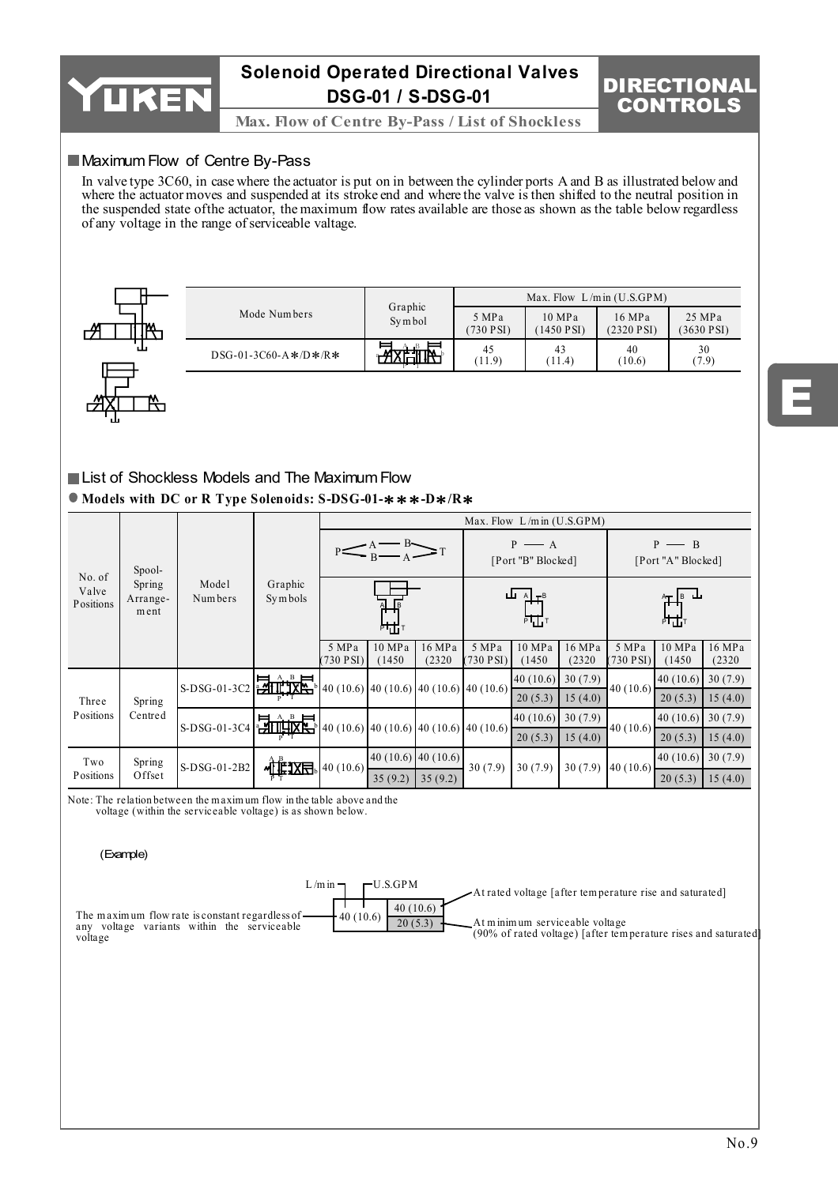## Maximum Flow of Centre By-Pass

In valve type 3C60, in case where the actuator is put on in between the cylinder ports A and B as illustrated below and where the actuator moves and suspended at its stroke end and where the valve is then shifted to the neutral position in the suspended state ofthe actuator, the maximum flow rates available are those as shown as the table below regardless of any voltage in the range of serviceable valtage.

| Mode Numbers | Graphic Symbol | Max. Flow L/min (U.S.GPM) | | | |
|---|---|---|---|---|---|
| | | 5 MPa (730 PSI) | 10 MPa (1450 PSI) | 16 MPa (2320 PSI) | 25 MPa (3630 PSI) |
| DSG-01-3C60-A*/D*/R* | | 45 (11.9) | 43 (11.4) | 40 (10.6) | 30 (7.9) |

## List of Shockless Models and The Maximum Flow

● **Models with DC or R Type Solenoids: S-DSG-01-\*\*\*-D\*/R\***

| No. of Valve Positions | Spool-Spring Arrange-ment | Model Numbers | Graphic Symbols | Max. Flow L/min (U.S.GPM) P–A–B–T / P–B–A–T | | | P — A [Port "B" Blocked] | | | P — B [Port "A" Blocked] | | |
|---|---|---|---|---|---|---|---|---|---|---|---|---|
| | | | | 5 MPa (730 PSI) | 10 MPa (1450 | 16 MPa (2320 | 5 MPa (730 PSI) | 10 MPa (1450 | 16 MPa (2320 | 5 MPa (730 PSI) | 10 MPa (1450 | 16 MPa (2320 |
| Three Positions | Spring Centred | S-DSG-01-3C2 | | 40 (10.6) | 40 (10.6) | 40 (10.6) | 40 (10.6) | 40 (10.6) / 20 (5.3) | 30 (7.9) / 15 (4.0) | 40 (10.6) | 40 (10.6) / 20 (5.3) | 30 (7.9) / 15 (4.0) |
| | | S-DSG-01-3C4 | | 40 (10.6) | 40 (10.6) | 40 (10.6) | 40 (10.6) | 40 (10.6) / 20 (5.3) | 30 (7.9) / 15 (4.0) | 40 (10.6) | 40 (10.6) / 20 (5.3) | 30 (7.9) / 15 (4.0) |
| Two Positions | Spring Offset | S-DSG-01-2B2 | | 40 (10.6) | 40 (10.6) / 35 (9.2) | 40 (10.6) / 35 (9.2) | 30 (7.9) | 30 (7.9) | 30 (7.9) | 40 (10.6) | 40 (10.6) / 20 (5.3) | 30 (7.9) / 15 (4.0) |

Note: The relation between the maximum flow in the table above and the voltage (within the serviceable voltage) is as shown below.

(Example)

| L/min | U.S.GPM |
|---|---|
| 40 (10.6) | 40 (10.6) |
| | 20 (5.3) |

- The maximum flow rate is constant regardless of any voltage variants within the serviceable voltage → 40 (10.6)
- At rated voltage [after temperature rise and saturated] → 40 (10.6)
- At minimum serviceable voltage (90% of rated voltage) [after temperature rises and saturated] → 20 (5.3)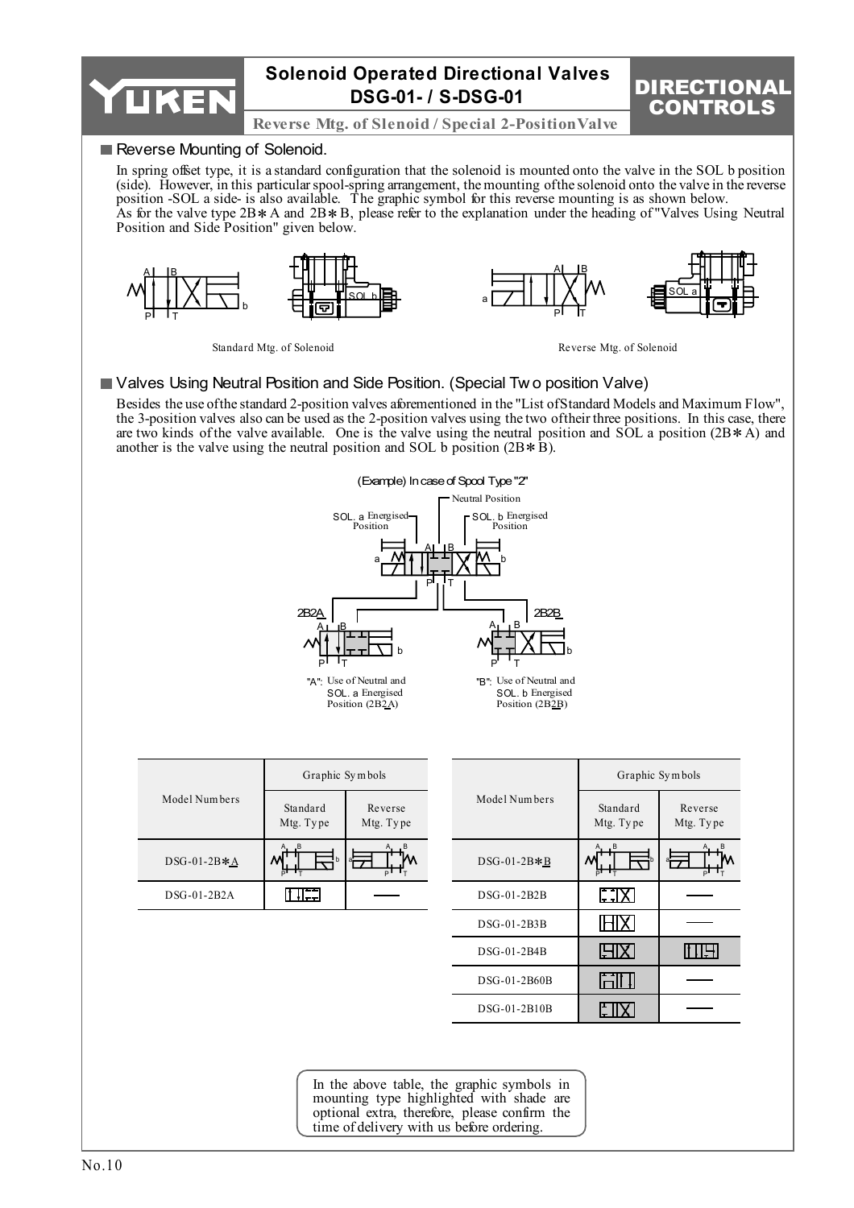# Solenoid Operated Directional Valves DSG-01- / S-DSG-01

**Reverse Mtg. of Slenoid / Special 2-Position Valve**

## Reverse Mounting of Solenoid.

In spring offset type, it is a standard configuration that the solenoid is mounted onto the valve in the SOL b position (side). However, in this particular spool-spring arrangement, the mounting of the solenoid onto the valve in the reverse position -SOL a side- is also available. The graphic symbol for this reverse mounting is as shown below.
As for the valve type 2B∗A and 2B∗B, please refer to the explanation under the heading of "Valves Using Neutral Position and Side Position" given below.

Standard Mtg. of Solenoid

Reverse Mtg. of Solenoid

## Valves Using Neutral Position and Side Position. (Special Two position Valve)

Besides the use of the standard 2-position valves aforementioned in the "List of Standard Models and Maximum Flow", the 3-position valves also can be used as the 2-position valves using the two of their three positions. In this case, there are two kinds of the valve available. One is the valve using the neutral position and SOL a position (2B∗A) and another is the valve using the neutral position and SOL b position (2B∗B).

(Example) In case of Spool Type "2"

SOL. a Energised Position — Neutral Position — SOL. b Energised Position

2B2A — "A": Use of Neutral and SOL. a Energised Position (2B2A)

2B2B — "B": Use of Neutral and SOL. b Energised Position (2B2B)

| Model Numbers | Graphic Symbols | |
|---|---|---|
| | Standard Mtg. Type | Reverse Mtg. Type |
| DSG-01-2B∗A | | |
| DSG-01-2B2A | | — |

| Model Numbers | Graphic Symbols | |
|---|---|---|
| | Standard Mtg. Type | Reverse Mtg. Type |
| DSG-01-2B∗B | | |
| DSG-01-2B2B | | — |
| DSG-01-2B3B | | — |
| DSG-01-2B4B | | |
| DSG-01-2B60B | | — |
| DSG-01-2B10B | | — |

In the above table, the graphic symbols in mounting type highlighted with shade are optional extra, therefore, please confirm the time of delivery with us before ordering.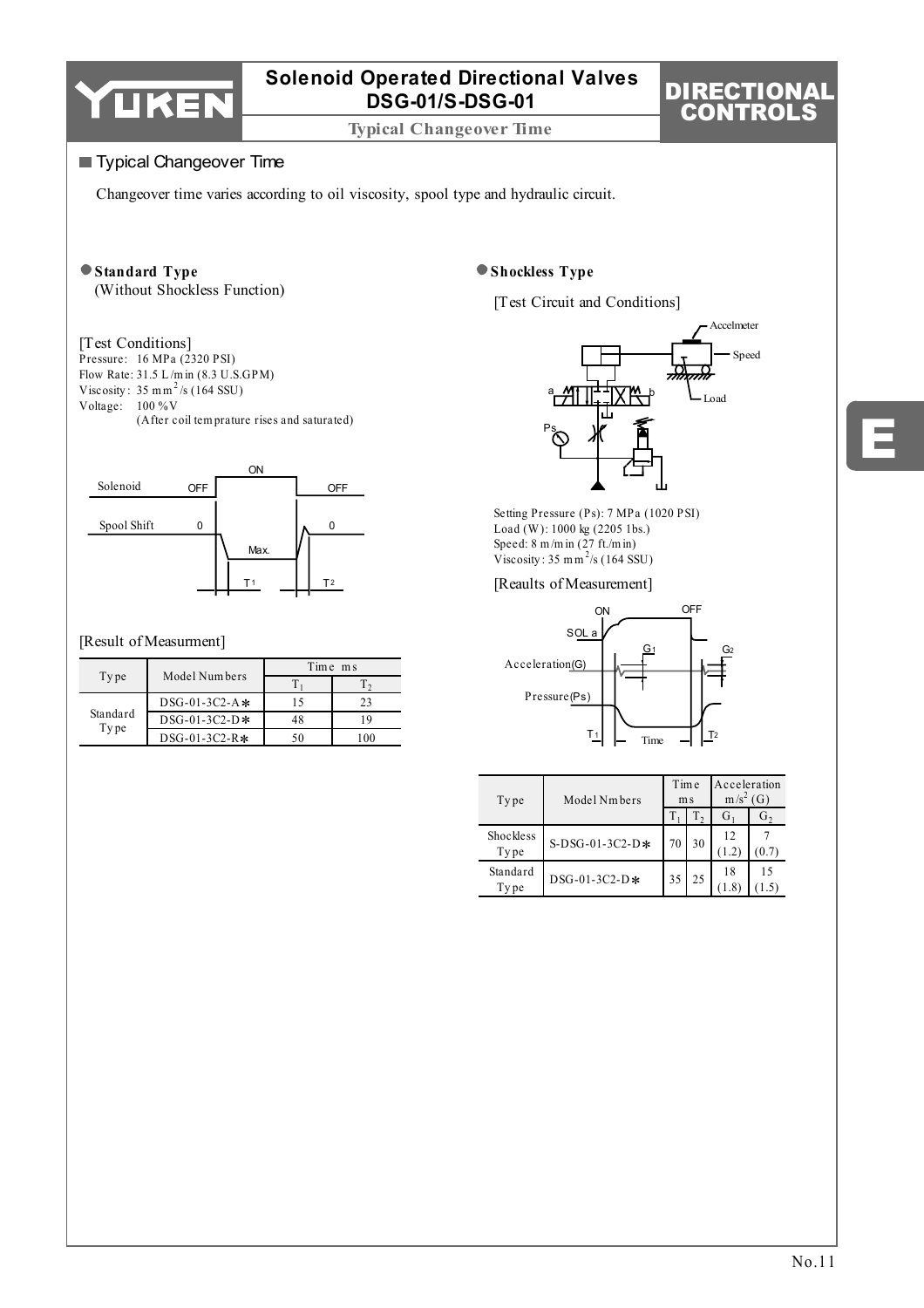# Solenoid Operated Directional Valves DSG-01/S-DSG-01

## Typical Changeover Time

Changeover time varies according to oil viscosity, spool type and hydraulic circuit.

### ● Standard Type

(Without Shockless Function)

[Test Conditions]

Pressure: 16 MPa (2320 PSI)
Flow Rate: 31.5 L/min (8.3 U.S.GPM)
Viscosity: 35 $mm^2/s$ (164 SSU)
Voltage: 100 %V
(After coil temprature rises and saturated)

[Result of Measurment]

| Type | Model Numbers | Time ms | |
|---|---|---|---|
| | | $T_1$ | $T_2$ |
| Standard Type | DSG-01-3C2-A* | 15 | 23 |
| | DSG-01-3C2-D* | 48 | 19 |
| | DSG-01-3C2-R* | 50 | 100 |

### ● Shockless Type

[Test Circuit and Conditions]

Setting Pressure (Ps): 7 MPa (1020 PSI)
Load (W): 1000 kg (2205 1bs.)
Speed: 8 m/min (27 ft./min)
Viscosity: 35 $mm^2/s$ (164 SSU)

[Reaults of Measurement]

| Type | Model Nmbers | Time ms | | Acceleration $m/s^2$ (G) | |
|---|---|---|---|---|---|
| | | $T_1$ | $T_2$ | $G_1$ | $G_2$ |
| Shockless Type | S-DSG-01-3C2-D* | 70 | 30 | 12 (1.2) | 7 (0.7) |
| Standard Type | DSG-01-3C2-D* | 35 | 25 | 18 (1.8) | 15 (1.5) |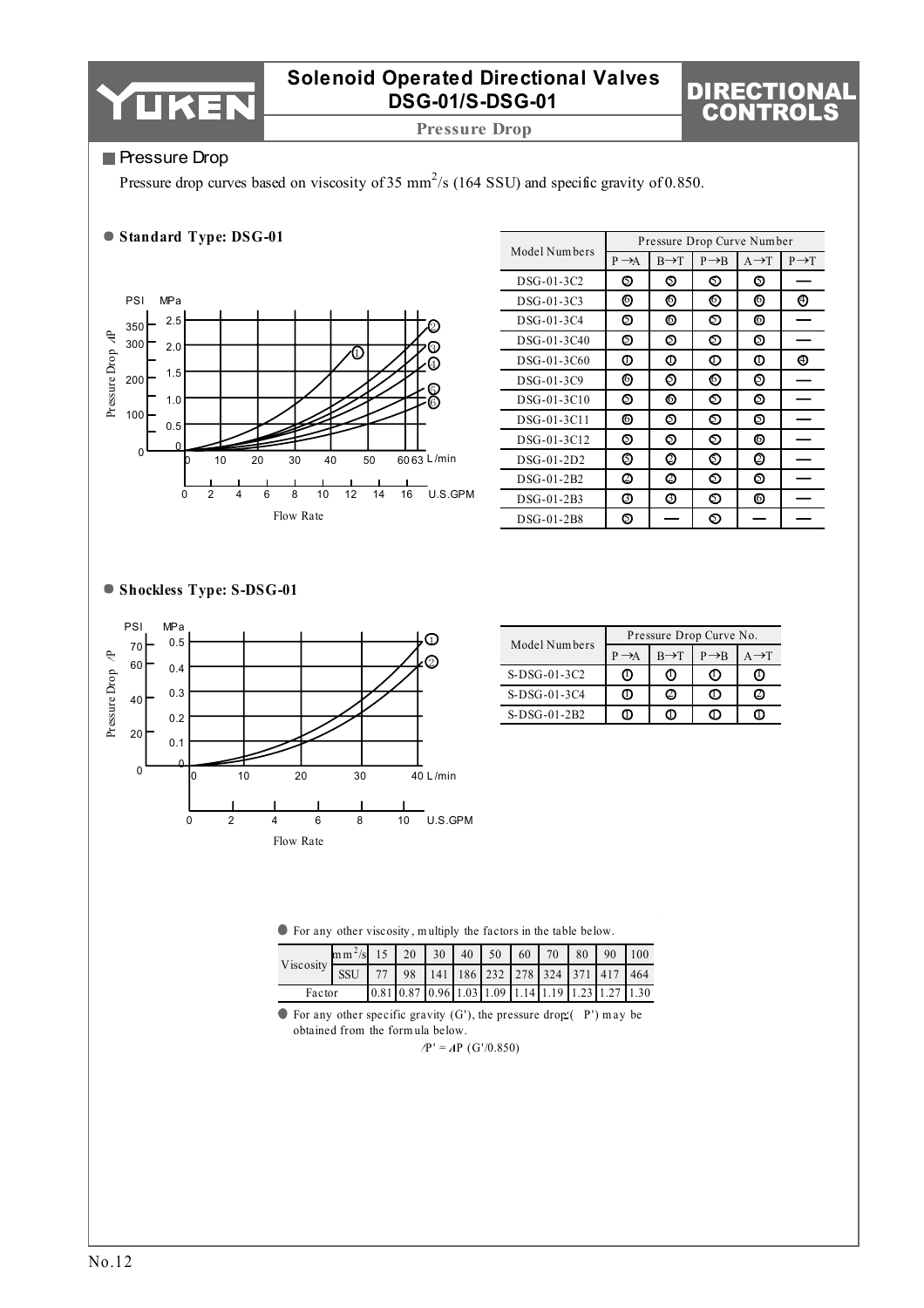## Pressure Drop

Pressure drop curves based on viscosity of 35 $mm^2/s$ (164 SSU) and specific gravity of 0.850.

### ● Standard Type: DSG-01

| Model Numbers | Pressure Drop Curve Number | | | | |
|---|---|---|---|---|---|
| | P→A | B→T | P→B | A→T | P→T |
| DSG-01-3C2 | 5 | 5 | 5 | 5 | — |
| DSG-01-3C3 | 6 | 6 | 6 | 6 | 4 |
| DSG-01-3C4 | 5 | 6 | 5 | 6 | — |
| DSG-01-3C40 | 5 | 5 | 5 | 5 | — |
| DSG-01-3C60 | 1 | 1 | 1 | 1 | 4 |
| DSG-01-3C9 | 6 | 5 | 6 | 5 | — |
| DSG-01-3C10 | 5 | 6 | 5 | 5 | — |
| DSG-01-3C11 | 6 | 5 | 5 | 5 | — |
| DSG-01-3C12 | 5 | 5 | 5 | 6 | — |
| DSG-01-2D2 | 5 | 2 | 5 | 2 | — |
| DSG-01-2B2 | 2 | 2 | 5 | 5 | — |
| DSG-01-2B3 | 3 | 3 | 5 | 6 | — |
| DSG-01-2B8 | 5 | — | 5 | — | — |

### ● Shockless Type: S-DSG-01

| Model Numbers | Pressure Drop Curve No. | | | |
|---|---|---|---|---|
| | P→A | B→T | P→B | A→T |
| S-DSG-01-3C2 | 1 | 1 | 1 | 1 |
| S-DSG-01-3C4 | 1 | 2 | 1 | 2 |
| S-DSG-01-2B2 | 1 | 1 | 1 | 1 |

● For any other viscosity, multiply the factors in the table below.

| Viscosity | $mm^2/s$ | 15 | 20 | 30 | 40 | 50 | 60 | 70 | 80 | 90 | 100 |
|---|---|---|---|---|---|---|---|---|---|---|---|
| | SSU | 77 | 98 | 141 | 186 | 232 | 278 | 324 | 371 | 417 | 464 |
| Factor | | 0.81 | 0.87 | 0.96 | 1.03 | 1.09 | 1.14 | 1.19 | 1.23 | 1.27 | 1.30 |

● For any other specific gravity (G'), the pressure drop ($\Delta P'$) may be obtained from the formula below.

$$\Delta P' = \Delta P \, (G'/0.850)$$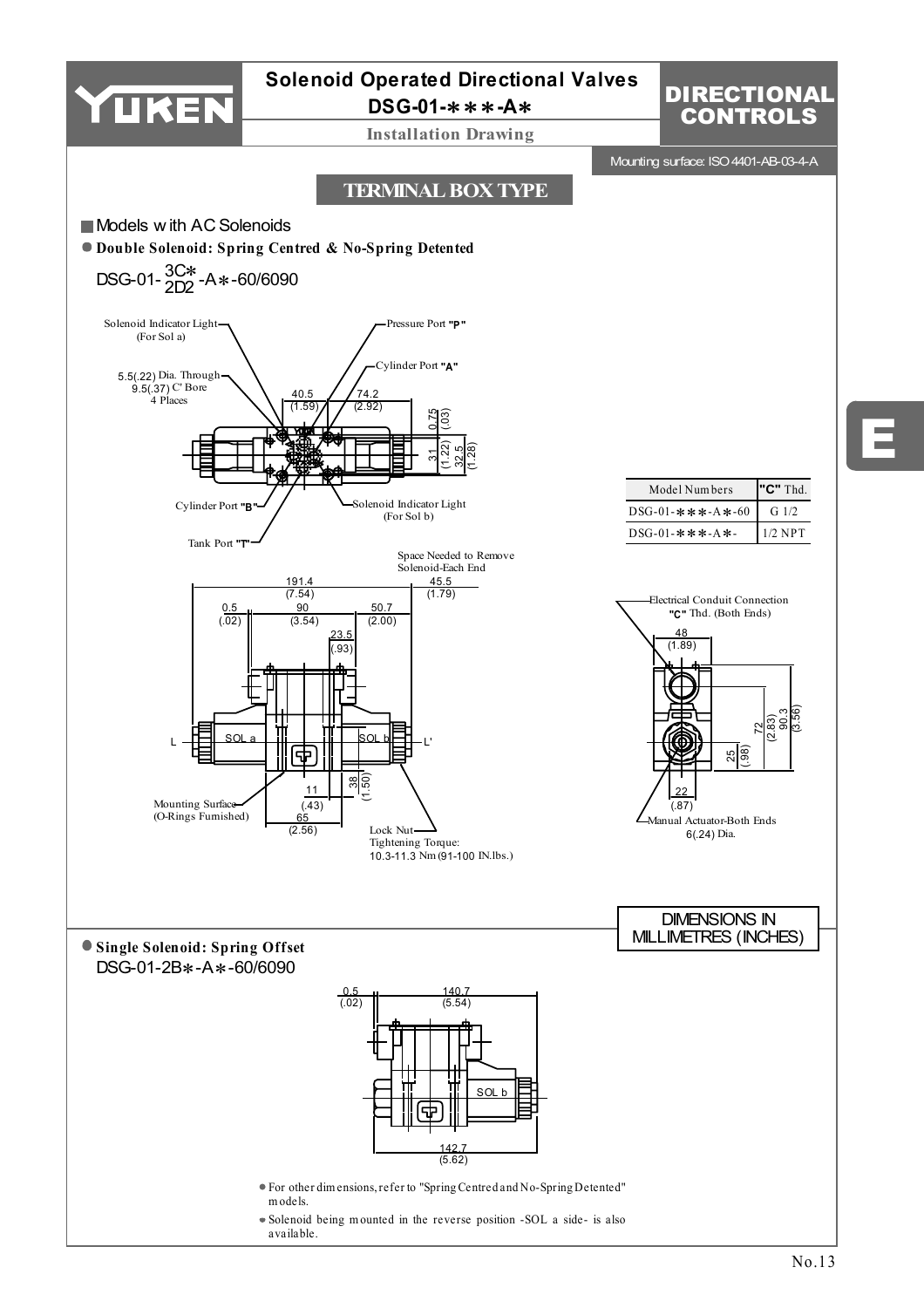# Solenoid Operated Directional Valves DSG-01-∗∗∗-A∗

## Installation Drawing

DIRECTIONAL CONTROLS

Mounting surface: ISO 4401-AB-03-4-A

## TERMINAL BOX TYPE

### Models with AC Solenoids

**● Double Solenoid: Spring Centred & No-Spring Detented**

DSG-01-3C∗/2D2-A∗-60/6090

Solenoid Indicator Light (For Sol a)

5.5(.22) Dia. Through 9.5(.37) C' Bore 4 Places

Pressure Port "P"

Cylinder Port "A"

Cylinder Port "B"

Solenoid Indicator Light (For Sol b)

Tank Port "T"

40.5 (1.59) · 74.2 (2.92) · 0.75 (.03) · 31 (1.22) · 32.5 (1.28)

| Model Numbers | "C" Thd. |
|---|---|
| DSG-01-∗∗∗-A∗-60 | G 1/2 |
| DSG-01-∗∗∗-A∗- | 1/2 NPT |

Space Needed to Remove Solenoid-Each End

191.4 (7.54) · 45.5 (1.79) · 0.5 (.02) · 90 (3.54) · 50.7 (2.00) · 23.5 (.93) · 11 (.43) · 38 (1.50) · 65 (2.56)

SOL a · SOL b · L · L'

Mounting Surface (O-Rings Furnished)

Lock Nut Tightening Torque: 10.3-11.3 Nm (91-100 IN.lbs.)

Electrical Conduit Connection "C" Thd. (Both Ends)

48 (1.89) · 72 (2.83) · 90.3 (3.56) · 25 (.98) · 22 (.87)

Manual Actuator-Both Ends 6(.24) Dia.

DIMENSIONS IN MILLIMETRES (INCHES)

**● Single Solenoid: Spring Offset**

DSG-01-2B∗-A∗-60/6090

0.5 (.02) · 140.7 (5.54) · 142.7 (5.62)

SOL b

- For other dimensions, refer to "Spring Centred and No-Spring Detented" models.
- Solenoid being mounted in the reverse position -SOL a side- is also available.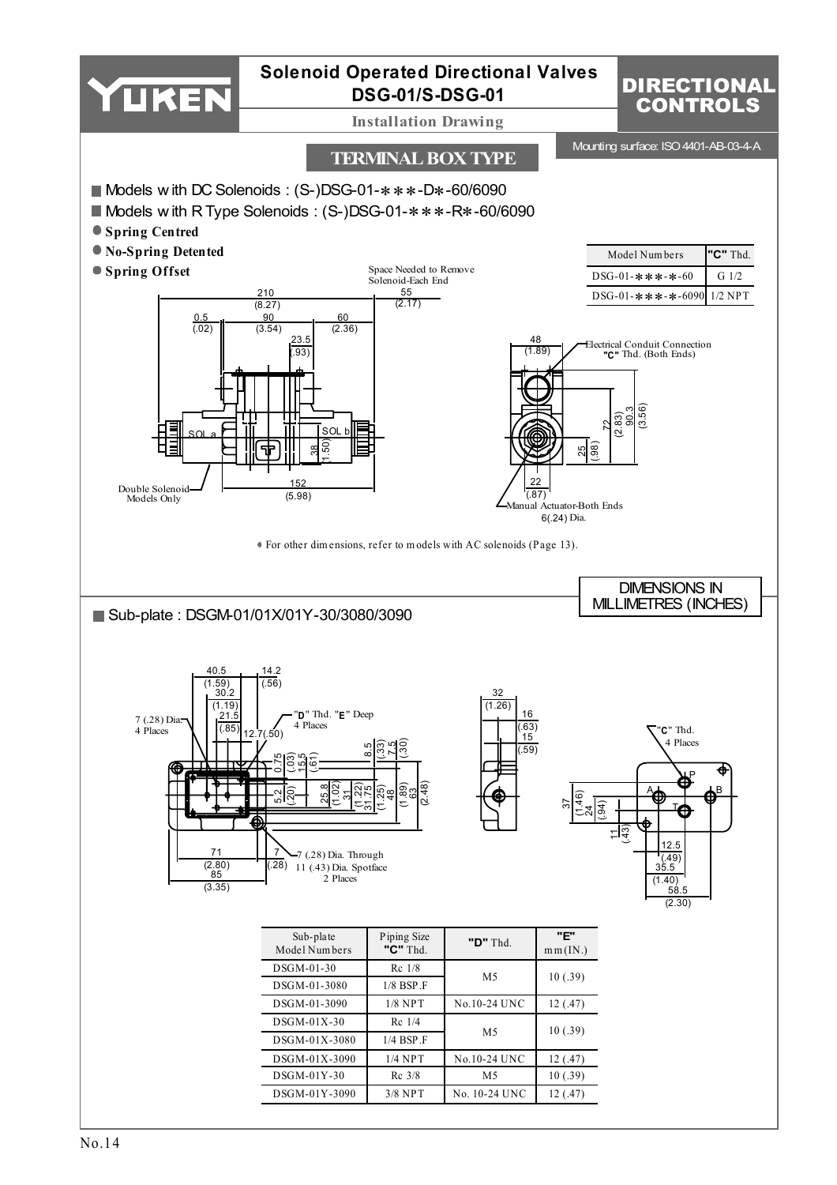# Solenoid Operated Directional Valves DSG-01/S-DSG-01

**DIRECTIONAL CONTROLS**

**Installation Drawing**

Mounting surface: ISO 4401-AB-03-4-A

## TERMINAL BOX TYPE

- Models with DC Solenoids : (S-)DSG-01-∗∗∗-D∗-60/6090
- Models with R Type Solenoids : (S-)DSG-01-∗∗∗-R∗-60/6090

- **Spring Centred**
- **No-Spring Detented**
- **Spring Offset**

| Model Numbers | "C" Thd. |
|---|---|
| DSG-01-∗∗∗-∗-60 | G 1/2 |
| DSG-01-∗∗∗-∗-6090 | 1/2 NPT |

Space Needed to Remove Solenoid-Each End 55 (2.17)

210 (8.27), 0.5 (.02), 90 (3.54), 60 (2.36), 23.5 (.93), 38 (1.50), 152 (5.98)

SOL a, SOL b

Double Solenoid Models Only

48 (1.89), 72 (2.83), 90.3 (3.56), 25 (.98), 22 (.87)

Electrical Conduit Connection "C" Thd. (Both Ends)

Manual Actuator-Both Ends 6(.24) Dia.

- For other dimensions, refer to models with AC solenoids (Page 13).

DIMENSIONS IN MILLIMETRES (INCHES)

## Sub-plate : DSGM-01/01X/01Y-30/3080/3090

40.5 (1.59), 30.2 (1.19), 21.5 (.85), 14.2 (.56), 12.7 (.50), 0.75 (.03), 15.5 (.61), 8.5 (.33), 7.5 (.30), 5.2 (.20), 25.8 (1.02), 31 (1.22), 31.75 (1.25), 48 (1.89), 63 (2.48), 71 (2.80), 85 (3.35), 7 (.28)

7 (.28) Dia. 4 Places

"D" Thd. "E" Deep 4 Places

7 (.28) Dia. Through 11 (.43) Dia. Spotface 2 Places

32 (1.26), 16 (.63), 15 (.59)

"C" Thd. 4 Places

P, A, B, T

37 (1.46), 24 (.94), 11 (.43), 12.5 (.49), 35.5 (1.40), 58.5 (2.30)

| Sub-plate Model Numbers | Piping Size "C" Thd. | "D" Thd. | "E" mm(IN.) |
|---|---|---|---|
| DSGM-01-30 | Rc 1/8 | M5 | 10 (.39) |
| DSGM-01-3080 | 1/8 BSP.F | | |
| DSGM-01-3090 | 1/8 NPT | No.10-24 UNC | 12 (.47) |
| DSGM-01X-30 | Rc 1/4 | M5 | 10 (.39) |
| DSGM-01X-3080 | 1/4 BSP.F | | |
| DSGM-01X-3090 | 1/4 NPT | No.10-24 UNC | 12 (.47) |
| DSGM-01Y-30 | Rc 3/8 | M5 | 10 (.39) |
| DSGM-01Y-3090 | 3/8 NPT | No. 10-24 UNC | 12 (.47) |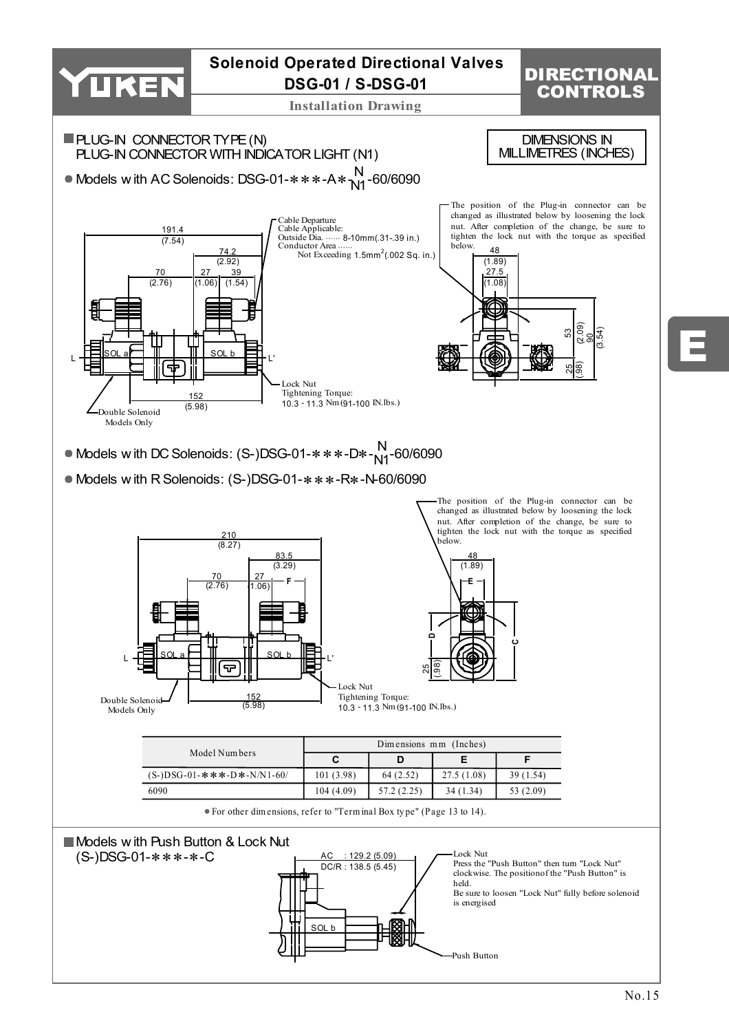# Solenoid Operated Directional Valves DSG-01 / S-DSG-01

**Installation Drawing**

DIRECTIONAL CONTROLS

DIMENSIONS IN MILLIMETRES (INCHES)

## PLUG-IN CONNECTOR TYPE (N) PLUG-IN CONNECTOR WITH INDICATOR LIGHT (N1)

- Models with AC Solenoids: DSG-01-＊＊＊-A＊-N/N1-60/6090

Cable Departure
Cable Applicable:
Outside Dia. ...... 8-10mm(.31-.39 in.)
Conductor Area ......
Not Exceeding 1.5mm$^2$(.002 Sq. in.)

The position of the Plug-in connector can be changed as illustrated below by loosening the lock nut. After completion of the change, be sure to tighten the lock nut with the torque as specified below.

Lock Nut
Tightening Torque:
10.3 - 11.3 Nm (91-100 IN.lbs.)

Double Solenoid Models Only

191.4 (7.54), 74.2 (2.92), 70 (2.76), 27 (1.06), 39 (1.54), 152 (5.98), 48 (1.89), 27.5 (1.08), 53 (2.09), 90 (3.54), 25 (.98)

- Models with DC Solenoids: (S-)DSG-01-＊＊＊-D＊-N/N1-60/6090
- Models with R Solenoids: (S-)DSG-01-＊＊＊-R＊-N-60/6090

The position of the Plug-in connector can be changed as illustrated below by loosening the lock nut. After completion of the change, be sure to tighten the lock nut with the torque as specified below.

Lock Nut
Tightening Torque:
10.3 - 11.3 Nm (91-100 IN.lbs.)

Double Solenoid Models Only

210 (8.27), 83.5 (3.29), 70 (2.76), 27 (1.06), 152 (5.98), 48 (1.89), 25 (.98)

| Model Numbers | Dimensions mm (Inches) | | | |
|---|---|---|---|---|
| | C | D | E | F |
| (S-)DSG-01-＊＊＊-D＊-N/N1-60/ | 101 (3.98) | 64 (2.52) | 27.5 (1.08) | 39 (1.54) |
| 6090 | 104 (4.09) | 57.2 (2.25) | 34 (1.34) | 53 (2.09) |

- For other dimensions, refer to "Terminal Box type" (Page 13 to 14).

## Models with Push Button & Lock Nut

(S-)DSG-01-＊＊＊-＊-C

AC : 129.2 (5.09)
DC/R : 138.5 (5.45)

Lock Nut
Press the "Push Button" then turn "Lock Nut" clockwise. The position of the "Push Button" is held.
Be sure to loosen "Lock Nut" fully before solenoid is energised

Push Button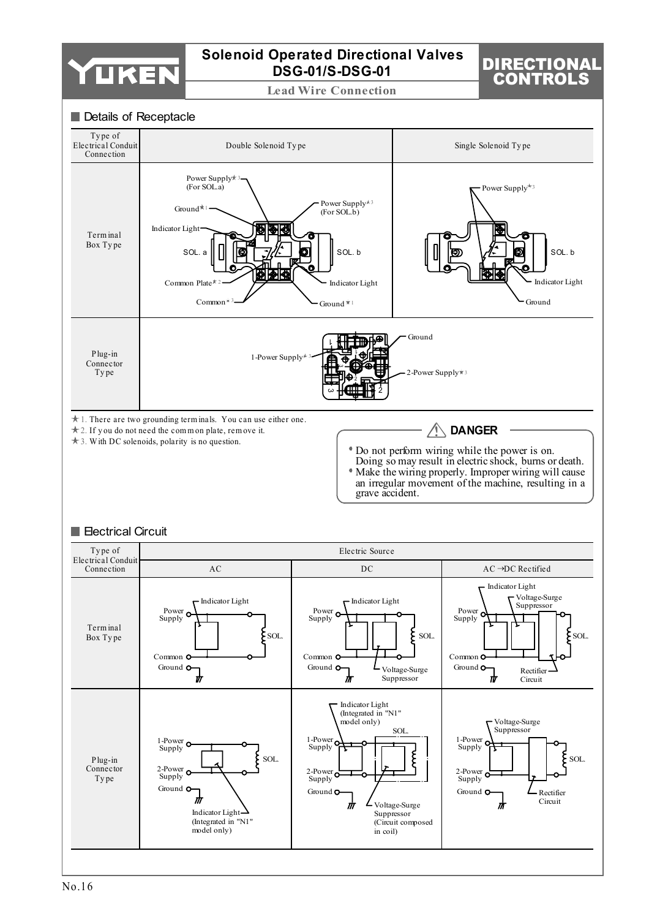# Solenoid Operated Directional Valves DSG-01/S-DSG-01

**Lead Wire Connection**

DIRECTIONAL CONTROLS

## Details of Receptacle

| Type of Electrical Conduit Connection | Double Solenoid Type | Single Solenoid Type |
|---|---|---|
| Terminal Box Type | Power Supply★3 (For SOL.a), Ground★1, Indicator Light, SOL. a, Power Supply★3 (For SOL.b), SOL. b, Common Plate★2, Common★3, Indicator Light, Ground★1 | Power Supply★3, SOL. b, Indicator Light, Ground |
| Plug-in Connector Type | 1-Power Supply★3, Ground, 2-Power Supply★3 | |

★1. There are two grounding terminals. You can use either one.
★2. If you do not need the common plate, remove it.
★3. With DC solenoids, polarity is no question.

**⚠ DANGER**

- Do not perform wiring while the power is on. Doing so may result in electric shock, burns or death.
- Make the wiring properly. Improper wiring will cause an irregular movement of the machine, resulting in a grave accident.

## Electrical Circuit

| Type of Electrical Conduit Connection | Electric Source | | |
|---|---|---|---|
| | AC | DC | AC→DC Rectified |
| Terminal Box Type | Power Supply, Indicator Light, SOL., Common, Ground | Power Supply, Indicator Light, SOL., Common, Ground, Voltage-Surge Suppressor | Indicator Light, Voltage-Surge Suppressor, Power Supply, SOL., Common, Ground, Rectifier Circuit |
| Plug-in Connector Type | 1-Power Supply, SOL., 2-Power Supply, Ground, Indicator Light (Integrated in "N1" model only) | Indicator Light (Integrated in "N1" model only), SOL., 1-Power Supply, 2-Power Supply, Ground, Voltage-Surge Suppressor (Circuit composed in coil) | Voltage-Surge Suppressor, 1-Power Supply, SOL., 2-Power Supply, Ground, Rectifier Circuit |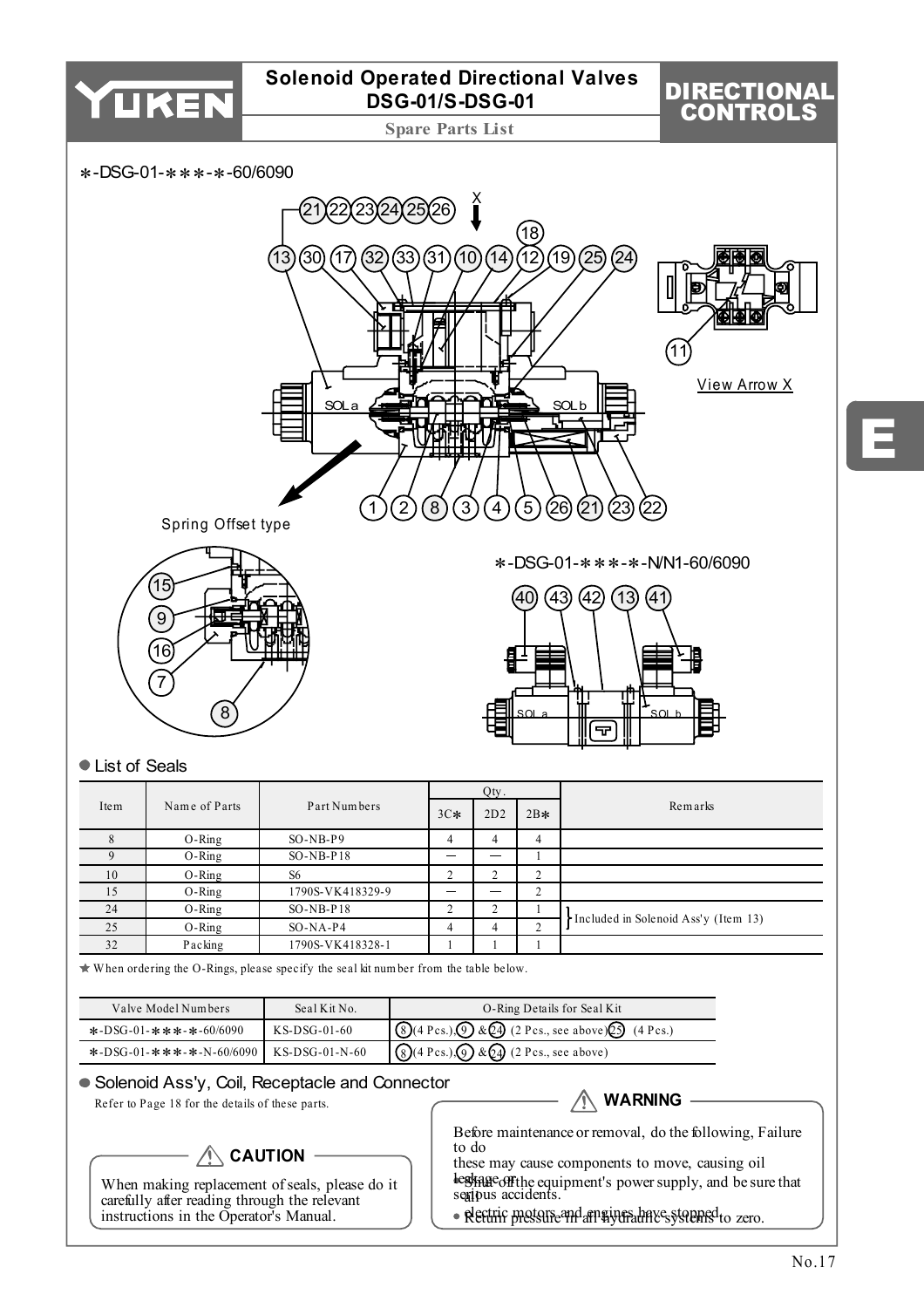# Solenoid Operated Directional Valves DSG-01/S-DSG-01

## Spare Parts List

DIRECTIONAL CONTROLS

∗-DSG-01-∗∗∗-∗-60/6090

Spring Offset type

View Arrow X

∗-DSG-01-∗∗∗-∗-N/N1-60/6090

### ● List of Seals

| Item | Name of Parts | Part Numbers | Qty. | | | Remarks |
|---|---|---|---|---|---|---|
| | | | 3C∗ | 2D2 | 2B∗ | |
| 8 | O-Ring | SO-NB-P9 | 4 | 4 | 4 | |
| 9 | O-Ring | SO-NB-P18 | — | — | 1 | |
| 10 | O-Ring | S6 | 2 | 2 | 2 | |
| 15 | O-Ring | 1790S-VK418329-9 | — | — | 2 | |
| 24 | O-Ring | SO-NB-P18 | 2 | 2 | 1 | Included in Solenoid Ass'y (Item 13) |
| 25 | O-Ring | SO-NA-P4 | 4 | 4 | 2 | Included in Solenoid Ass'y (Item 13) |
| 32 | Packing | 1790S-VK418328-1 | 1 | 1 | 1 | |

★ When ordering the O-Rings, please specify the seal kit number from the table below.

| Valve Model Numbers | Seal Kit No. | O-Ring Details for Seal Kit |
|---|---|---|
| ∗-DSG-01-∗∗∗-∗-60/6090 | KS-DSG-01-60 | (8)(4 Pcs.),(9) & (24) (2 Pcs., see above) (25) (4 Pcs.) |
| ∗-DSG-01-∗∗∗-∗-N-60/6090 | KS-DSG-01-N-60 | (8)(4 Pcs.),(9) & (24) (2 Pcs., see above) |

### ● Solenoid Ass'y, Coil, Receptacle and Connector

Refer to Page 18 for the details of these parts.

**⚠ CAUTION**

When making replacement of seals, please do it carefully after reading through the relevant instructions in the Operator's Manual.

**⚠ WARNING**

Before maintenance or removal, do the following. Failure to do these may cause components to move, causing oil leakage or serious accidents.

- Shut off the equipment's power supply, and be sure that all electric motors and engines have stopped.
- Return pressure in all hydraulic systems to zero.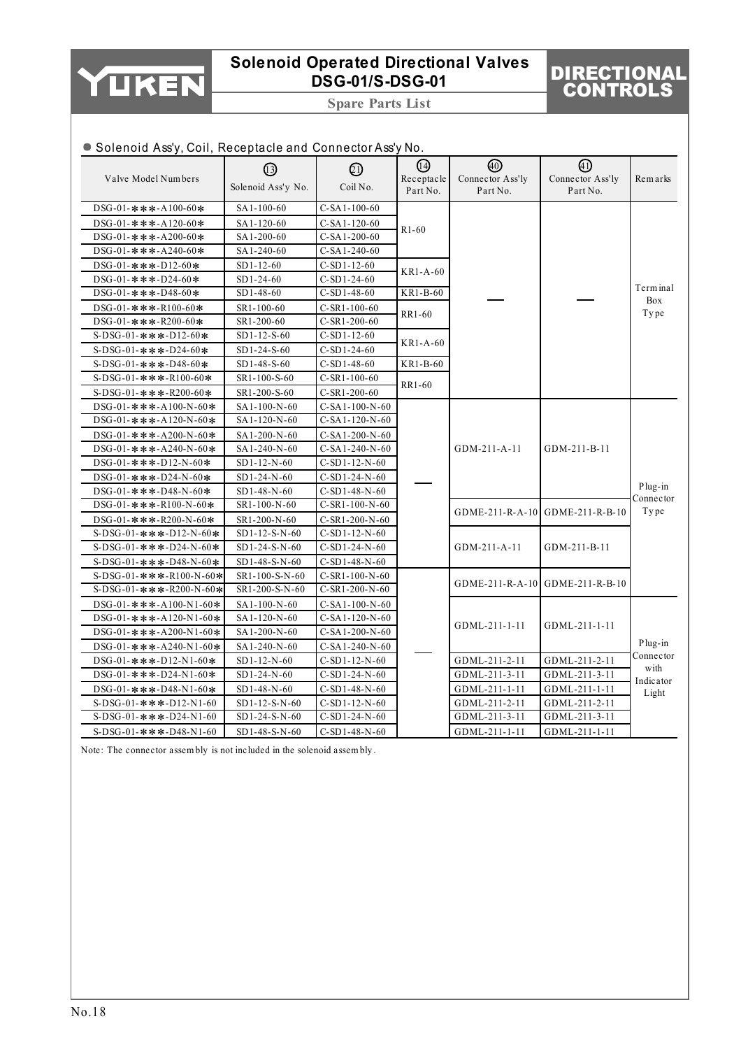# Solenoid Operated Directional Valves DSG-01/S-DSG-01

## Spare Parts List

DIRECTIONAL CONTROLS

● Solenoid Ass'y, Coil, Receptacle and Connector Ass'y No.

| Valve Model Numbers | ⑬ Solenoid Ass'y No. | ㉑ Coil No. | ⑭ Receptacle Part No. | ㊵ Connector Ass'y Part No. | ㊶ Connector Ass'y Part No. | Remarks |
|---|---|---|---|---|---|---|
| DSG-01-∗∗∗-A100-60∗ | SA1-100-60 | C-SA1-100-60 | R1-60 | — | — | Terminal Box Type |
| DSG-01-∗∗∗-A120-60∗ | SA1-120-60 | C-SA1-120-60 | R1-60 | | | |
| DSG-01-∗∗∗-A200-60∗ | SA1-200-60 | C-SA1-200-60 | R1-60 | | | |
| DSG-01-∗∗∗-A240-60∗ | SA1-240-60 | C-SA1-240-60 | R1-60 | | | |
| DSG-01-∗∗∗-D12-60∗ | SD1-12-60 | C-SD1-12-60 | KR1-A-60 | | | |
| DSG-01-∗∗∗-D24-60∗ | SD1-24-60 | C-SD1-24-60 | KR1-A-60 | | | |
| DSG-01-∗∗∗-D48-60∗ | SD1-48-60 | C-SD1-48-60 | KR1-B-60 | | | |
| DSG-01-∗∗∗-R100-60∗ | SR1-100-60 | C-SR1-100-60 | RR1-60 | | | |
| DSG-01-∗∗∗-R200-60∗ | SR1-200-60 | C-SR1-200-60 | RR1-60 | | | |
| S-DSG-01-∗∗∗-D12-60∗ | SD1-12-S-60 | C-SD1-12-60 | KR1-A-60 | | | |
| S-DSG-01-∗∗∗-D24-60∗ | SD1-24-S-60 | C-SD1-24-60 | KR1-A-60 | | | |
| S-DSG-01-∗∗∗-D48-60∗ | SD1-48-S-60 | C-SD1-48-60 | KR1-B-60 | | | |
| S-DSG-01-∗∗∗-R100-60∗ | SR1-100-S-60 | C-SR1-100-60 | RR1-60 | | | |
| S-DSG-01-∗∗∗-R200-60∗ | SR1-200-S-60 | C-SR1-200-60 | RR1-60 | | | |
| DSG-01-∗∗∗-A100-N-60∗ | SA1-100-N-60 | C-SA1-100-N-60 | — | GDM-211-A-11 | GDM-211-B-11 | Plug-in Connector Type |
| DSG-01-∗∗∗-A120-N-60∗ | SA1-120-N-60 | C-SA1-120-N-60 | | GDM-211-A-11 | GDM-211-B-11 | |
| DSG-01-∗∗∗-A200-N-60∗ | SA1-200-N-60 | C-SA1-200-N-60 | | GDM-211-A-11 | GDM-211-B-11 | |
| DSG-01-∗∗∗-A240-N-60∗ | SA1-240-N-60 | C-SA1-240-N-60 | | GDM-211-A-11 | GDM-211-B-11 | |
| DSG-01-∗∗∗-D12-N-60∗ | SD1-12-N-60 | C-SD1-12-N-60 | | GDM-211-A-11 | GDM-211-B-11 | |
| DSG-01-∗∗∗-D24-N-60∗ | SD1-24-N-60 | C-SD1-24-N-60 | | GDM-211-A-11 | GDM-211-B-11 | |
| DSG-01-∗∗∗-D48-N-60∗ | SD1-48-N-60 | C-SD1-48-N-60 | | GDM-211-A-11 | GDM-211-B-11 | |
| DSG-01-∗∗∗-R100-N-60∗ | SR1-100-N-60 | C-SR1-100-N-60 | | GDME-211-R-A-10 | GDME-211-R-B-10 | |
| DSG-01-∗∗∗-R200-N-60∗ | SR1-200-N-60 | C-SR1-200-N-60 | | GDME-211-R-A-10 | GDME-211-R-B-10 | |
| S-DSG-01-∗∗∗-D12-N-60∗ | SD1-12-S-N-60 | C-SD1-12-N-60 | | GDM-211-A-11 | GDM-211-B-11 | |
| S-DSG-01-∗∗∗-D24-N-60∗ | SD1-24-S-N-60 | C-SD1-24-N-60 | | GDM-211-A-11 | GDM-211-B-11 | |
| S-DSG-01-∗∗∗-D48-N-60∗ | SD1-48-S-N-60 | C-SD1-48-N-60 | | GDM-211-A-11 | GDM-211-B-11 | |
| S-DSG-01-∗∗∗-R100-N-60∗ | SR1-100-S-N-60 | C-SR1-100-N-60 | | GDME-211-R-A-10 | GDME-211-R-B-10 | |
| S-DSG-01-∗∗∗-R200-N-60∗ | SR1-200-S-N-60 | C-SR1-200-N-60 | | GDME-211-R-A-10 | GDME-211-R-B-10 | |
| DSG-01-∗∗∗-A100-N1-60∗ | SA1-100-N-60 | C-SA1-100-N-60 | — | GDML-211-1-11 | GDML-211-1-11 | Plug-in Connector with Indicator Light |
| DSG-01-∗∗∗-A120-N1-60∗ | SA1-120-N-60 | C-SA1-120-N-60 | | GDML-211-1-11 | GDML-211-1-11 | |
| DSG-01-∗∗∗-A200-N1-60∗ | SA1-200-N-60 | C-SA1-200-N-60 | | GDML-211-1-11 | GDML-211-1-11 | |
| DSG-01-∗∗∗-A240-N1-60∗ | SA1-240-N-60 | C-SA1-240-N-60 | | GDML-211-1-11 | GDML-211-1-11 | |
| DSG-01-∗∗∗-D12-N1-60∗ | SD1-12-N-60 | C-SD1-12-N-60 | | GDML-211-2-11 | GDML-211-2-11 | |
| DSG-01-∗∗∗-D24-N1-60∗ | SD1-24-N-60 | C-SD1-24-N-60 | | GDML-211-3-11 | GDML-211-3-11 | |
| DSG-01-∗∗∗-D48-N1-60∗ | SD1-48-N-60 | C-SD1-48-N-60 | | GDML-211-1-11 | GDML-211-1-11 | |
| S-DSG-01-∗∗∗-D12-N1-60 | SD1-12-S-N-60 | C-SD1-12-N-60 | | GDML-211-2-11 | GDML-211-2-11 | |
| S-DSG-01-∗∗∗-D24-N1-60 | SD1-24-S-N-60 | C-SD1-24-N-60 | | GDML-211-3-11 | GDML-211-3-11 | |
| S-DSG-01-∗∗∗-D48-N1-60 | SD1-48-S-N-60 | C-SD1-48-N-60 | | GDML-211-1-11 | GDML-211-1-11 | |

Note: The connector assembly is not included in the solenoid assembly.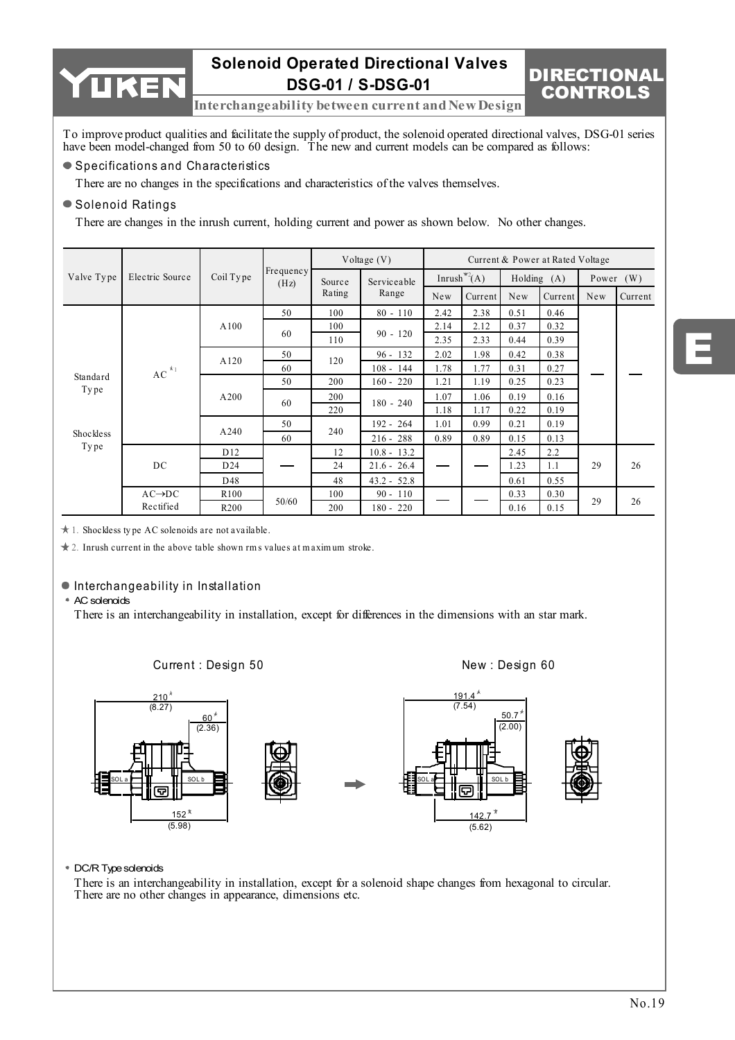# Solenoid Operated Directional Valves DSG-01 / S-DSG-01

**Interchangeability between current and New Design**

To improve product qualities and facilitate the supply of product, the solenoid operated directional valves, DSG-01 series have been model-changed from 50 to 60 design. The new and current models can be compared as follows:

## ● Specifications and Characteristics

There are no changes in the specifications and characteristics of the valves themselves.

## ● Solenoid Ratings

There are changes in the inrush current, holding current and power as shown below. No other changes.

| Valve Type | Electric Source | Coil Type | Frequency (Hz) | Voltage (V) | | Current & Power at Rated Voltage | | | | | |
|---|---|---|---|---|---|---|---|---|---|---|---|
| | | | | Source Rating | Serviceable Range | Inrush★2 (A) | | Holding (A) | | Power (W) | |
| | | | | | | New | Current | New | Current | New | Current |
| Standard Type<br><br>Shockless Type | AC★1 | A100 | 50 | 100 | 80 - 110 | 2.42 | 2.38 | 0.51 | 0.46 | — | — |
| | | | 60 | 100 | 90 - 120 | 2.14 | 2.12 | 0.37 | 0.32 | | |
| | | | | 110 | | 2.35 | 2.33 | 0.44 | 0.39 | | |
| | | A120 | 50 | 120 | 96 - 132 | 2.02 | 1.98 | 0.42 | 0.38 | | |
| | | | 60 | | 108 - 144 | 1.78 | 1.77 | 0.31 | 0.27 | | |
| | | A200 | 50 | 200 | 160 - 220 | 1.21 | 1.19 | 0.25 | 0.23 | | |
| | | | 60 | 200 | 180 - 240 | 1.07 | 1.06 | 0.19 | 0.16 | | |
| | | | | 220 | | 1.18 | 1.17 | 0.22 | 0.19 | | |
| | | A240 | 50 | 240 | 192 - 264 | 1.01 | 0.99 | 0.21 | 0.19 | | |
| | | | 60 | | 216 - 288 | 0.89 | 0.89 | 0.15 | 0.13 | | |
| | DC | D12 | — | 12 | 10.8 - 13.2 | — | — | 2.45 | 2.2 | 29 | 26 |
| | | D24 | | 24 | 21.6 - 26.4 | | | 1.23 | 1.1 | | |
| | | D48 | | 48 | 43.2 - 52.8 | | | 0.61 | 0.55 | | |
| | AC→DC Rectified | R100 | 50/60 | 100 | 90 - 110 | — | — | 0.33 | 0.30 | 29 | 26 |
| | | R200 | | 200 | 180 - 220 | | | 0.16 | 0.15 | | |

★1. Shockless type AC solenoids are not available.

★2. Inrush current in the above table shown rms values at maximum stroke.

## ● Interchangeability in Installation

- AC solenoids

There is an interchangeability in installation, except for differences in the dimensions with an star mark.

Current : Design 50

210★
(8.27)
60★
(2.36)
SOL a
SOL b
152★
(5.98)

New : Design 60

191.4★
(7.54)
50.7★
(2.00)
SOL a
SOL b
142.7★
(5.62)

- DC/R Type solenoids

There is an interchangeability in installation, except for a solenoid shape changes from hexagonal to circular. There are no other changes in appearance, dimensions etc.